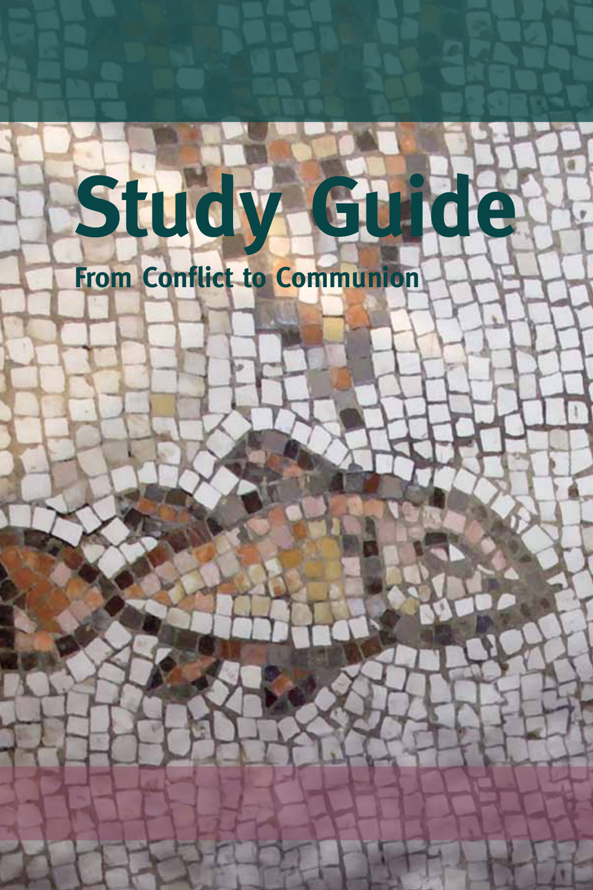# Study Guide

## From Conflict to Communion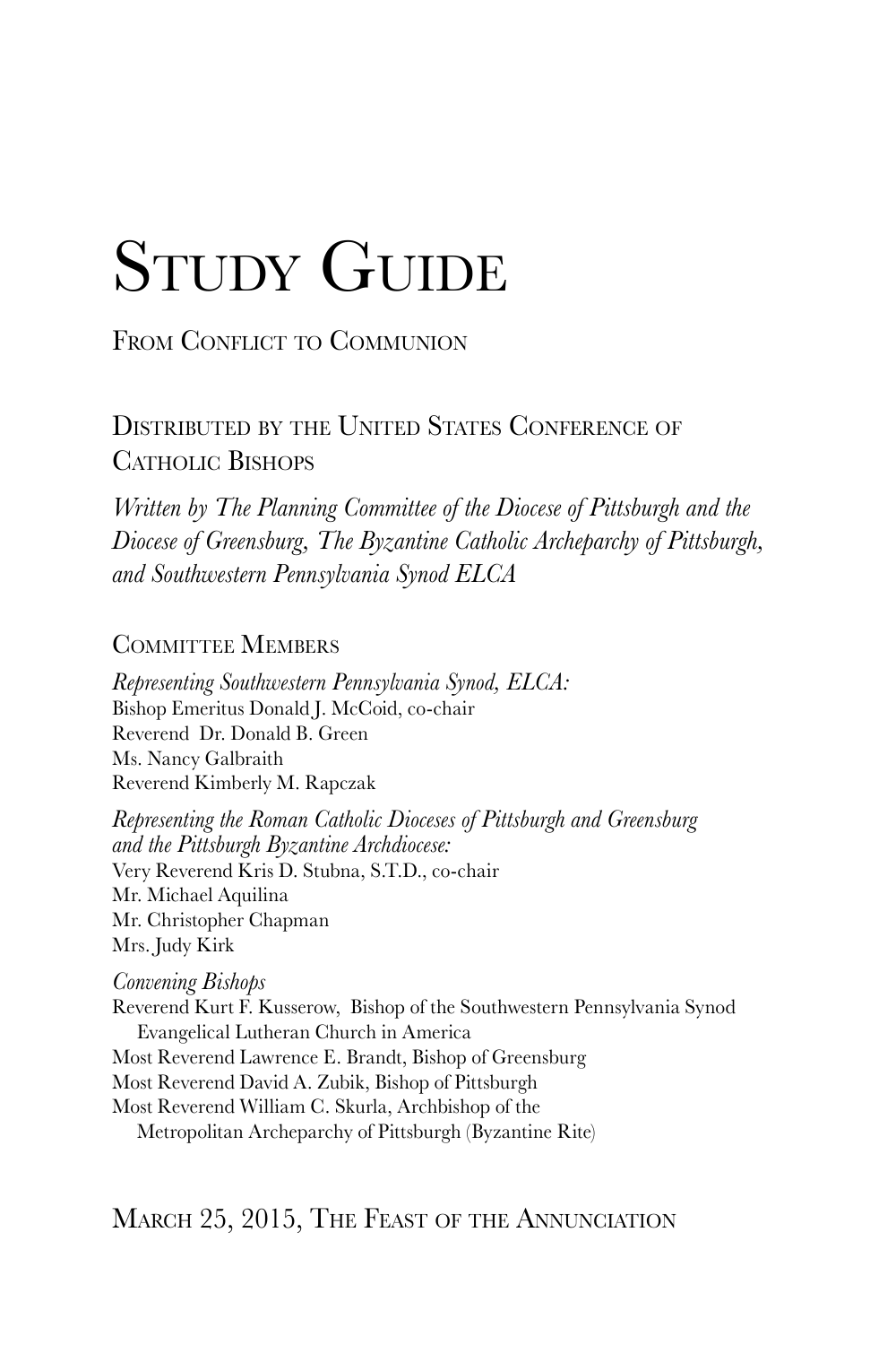# Study Guide

## From Conflict to Communion

### Distributed by the United States Conference of Catholic Bishops

*Written by The Planning Committee of the Diocese of Pittsburgh and the Diocese of Greensburg, The Byzantine Catholic Archeparchy of Pittsburgh, and Southwestern Pennsylvania Synod ELCA*

### Committee Members

*Representing Southwestern Pennsylvania Synod, ELCA:*
Bishop Emeritus Donald J. McCoid, co-chair
Reverend Dr. Donald B. Green
Ms. Nancy Galbraith
Reverend Kimberly M. Rapczak

*Representing the Roman Catholic Dioceses of Pittsburgh and Greensburg and the Pittsburgh Byzantine Archdiocese:*
Very Reverend Kris D. Stubna, S.T.D., co-chair
Mr. Michael Aquilina
Mr. Christopher Chapman
Mrs. Judy Kirk

*Convening Bishops*
Reverend Kurt F. Kusserow, Bishop of the Southwestern Pennsylvania Synod Evangelical Lutheran Church in America
Most Reverend Lawrence E. Brandt, Bishop of Greensburg
Most Reverend David A. Zubik, Bishop of Pittsburgh
Most Reverend William C. Skurla, Archbishop of the Metropolitan Archeparchy of Pittsburgh (Byzantine Rite)

March 25, 2015, The Feast of the Annunciation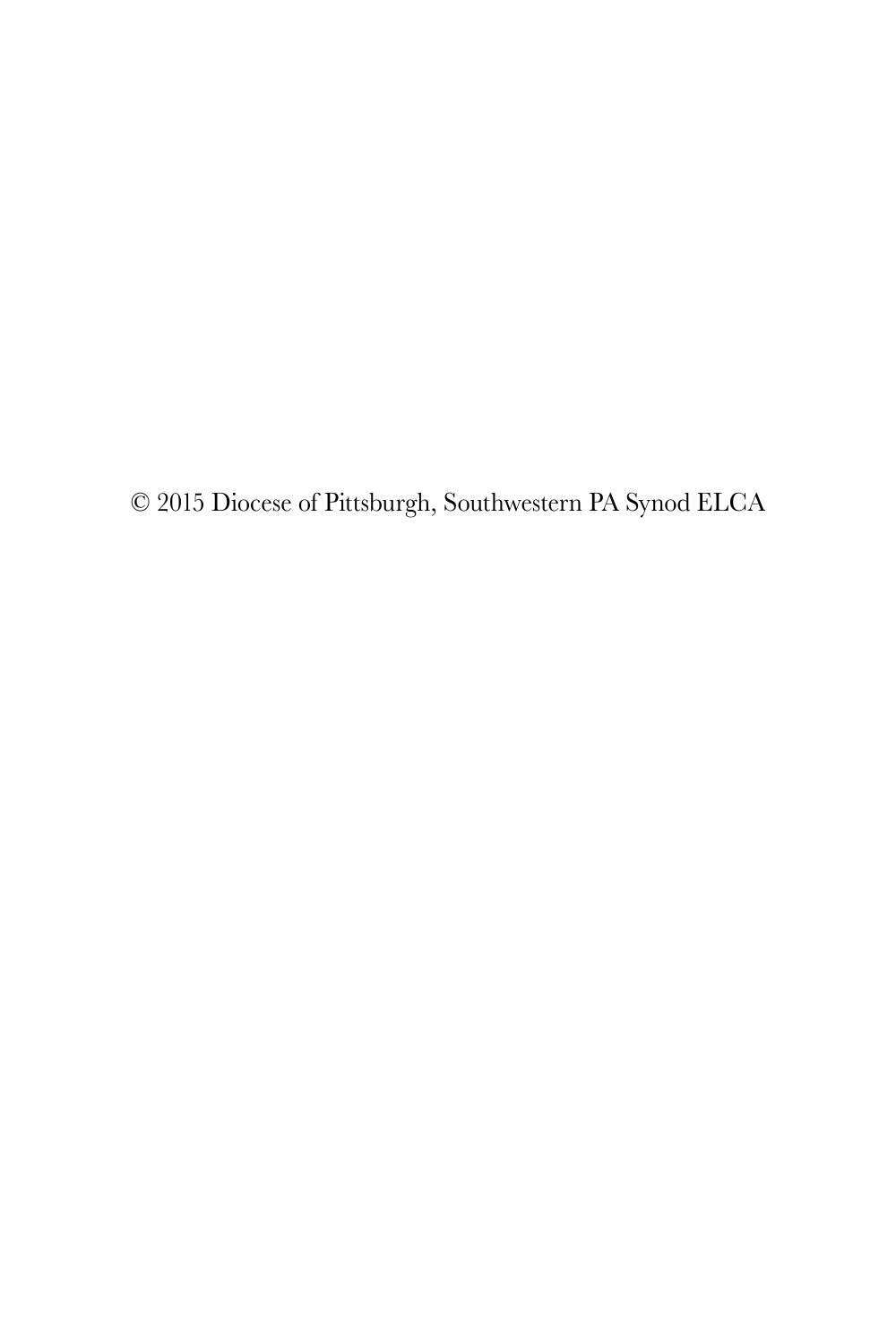© 2015 Diocese of Pittsburgh, Southwestern PA Synod ELCA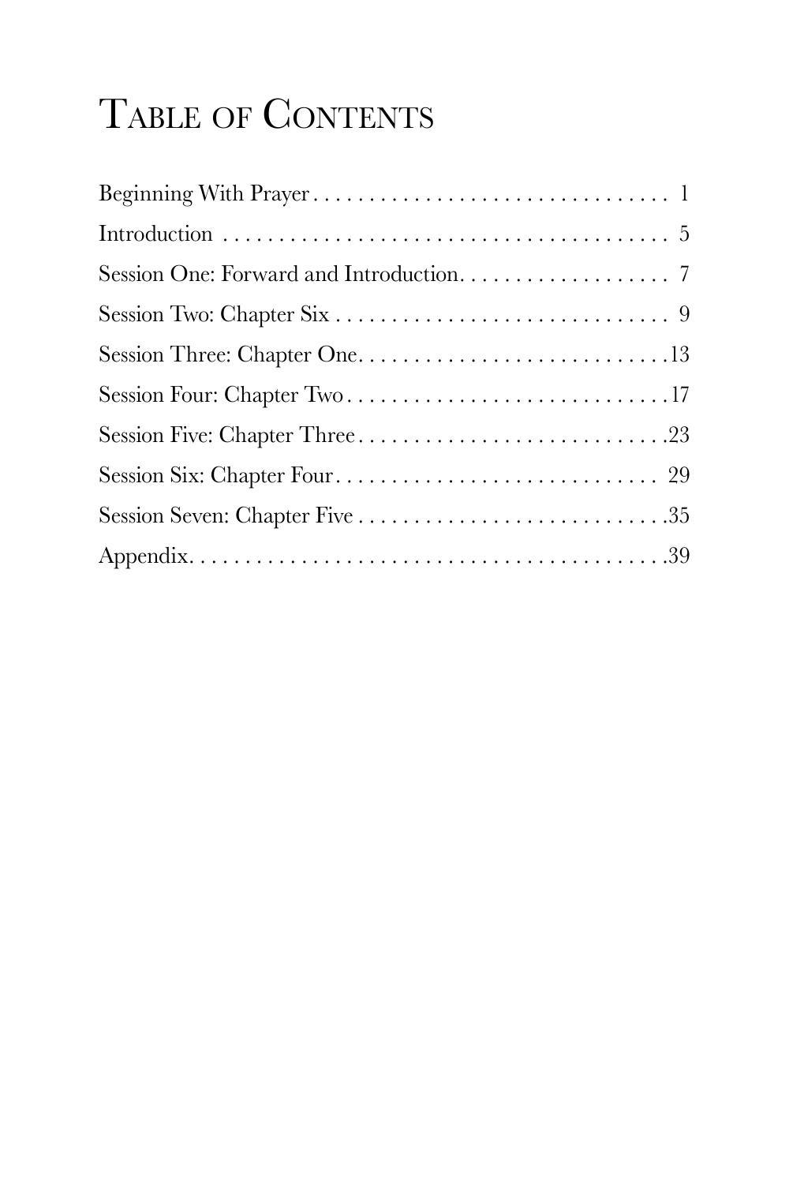# Table of Contents

Beginning With Prayer . . . . . . . . . . . . . . . . . . . . . . . . . . . . . . . . 1
Introduction . . . . . . . . . . . . . . . . . . . . . . . . . . . . . . . . . . . . . . . . 5
Session One: Forward and Introduction. . . . . . . . . . . . . . . . . . . 7
Session Two: Chapter Six . . . . . . . . . . . . . . . . . . . . . . . . . . . . . . 9
Session Three: Chapter One. . . . . . . . . . . . . . . . . . . . . . . . . . . .13
Session Four: Chapter Two . . . . . . . . . . . . . . . . . . . . . . . . . . . . .17
Session Five: Chapter Three . . . . . . . . . . . . . . . . . . . . . . . . . . . .23
Session Six: Chapter Four. . . . . . . . . . . . . . . . . . . . . . . . . . . . . 29
Session Seven: Chapter Five . . . . . . . . . . . . . . . . . . . . . . . . . . . .35
Appendix. . . . . . . . . . . . . . . . . . . . . . . . . . . . . . . . . . . . . . . . . .39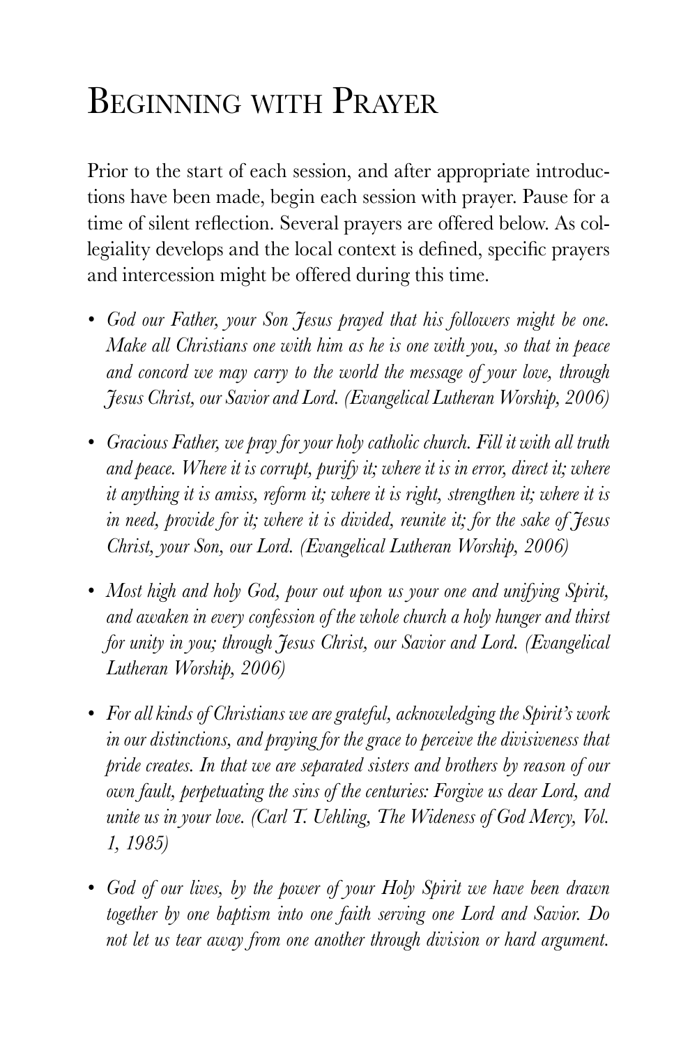# Beginning with Prayer

Prior to the start of each session, and after appropriate introductions have been made, begin each session with prayer. Pause for a time of silent reflection. Several prayers are offered below. As collegiality develops and the local context is defined, specific prayers and intercession might be offered during this time.

- *God our Father, your Son Jesus prayed that his followers might be one. Make all Christians one with him as he is one with you, so that in peace and concord we may carry to the world the message of your love, through Jesus Christ, our Savior and Lord. (Evangelical Lutheran Worship, 2006)*

- *Gracious Father, we pray for your holy catholic church. Fill it with all truth and peace. Where it is corrupt, purify it; where it is in error, direct it; where it anything it is amiss, reform it; where it is right, strengthen it; where it is in need, provide for it; where it is divided, reunite it; for the sake of Jesus Christ, your Son, our Lord. (Evangelical Lutheran Worship, 2006)*

- *Most high and holy God, pour out upon us your one and unifying Spirit, and awaken in every confession of the whole church a holy hunger and thirst for unity in you; through Jesus Christ, our Savior and Lord. (Evangelical Lutheran Worship, 2006)*

- *For all kinds of Christians we are grateful, acknowledging the Spirit's work in our distinctions, and praying for the grace to perceive the divisiveness that pride creates. In that we are separated sisters and brothers by reason of our own fault, perpetuating the sins of the centuries: Forgive us dear Lord, and unite us in your love. (Carl T. Uehling, The Wideness of God Mercy, Vol. 1, 1985)*

- *God of our lives, by the power of your Holy Spirit we have been drawn together by one baptism into one faith serving one Lord and Savior. Do not let us tear away from one another through division or hard argument.*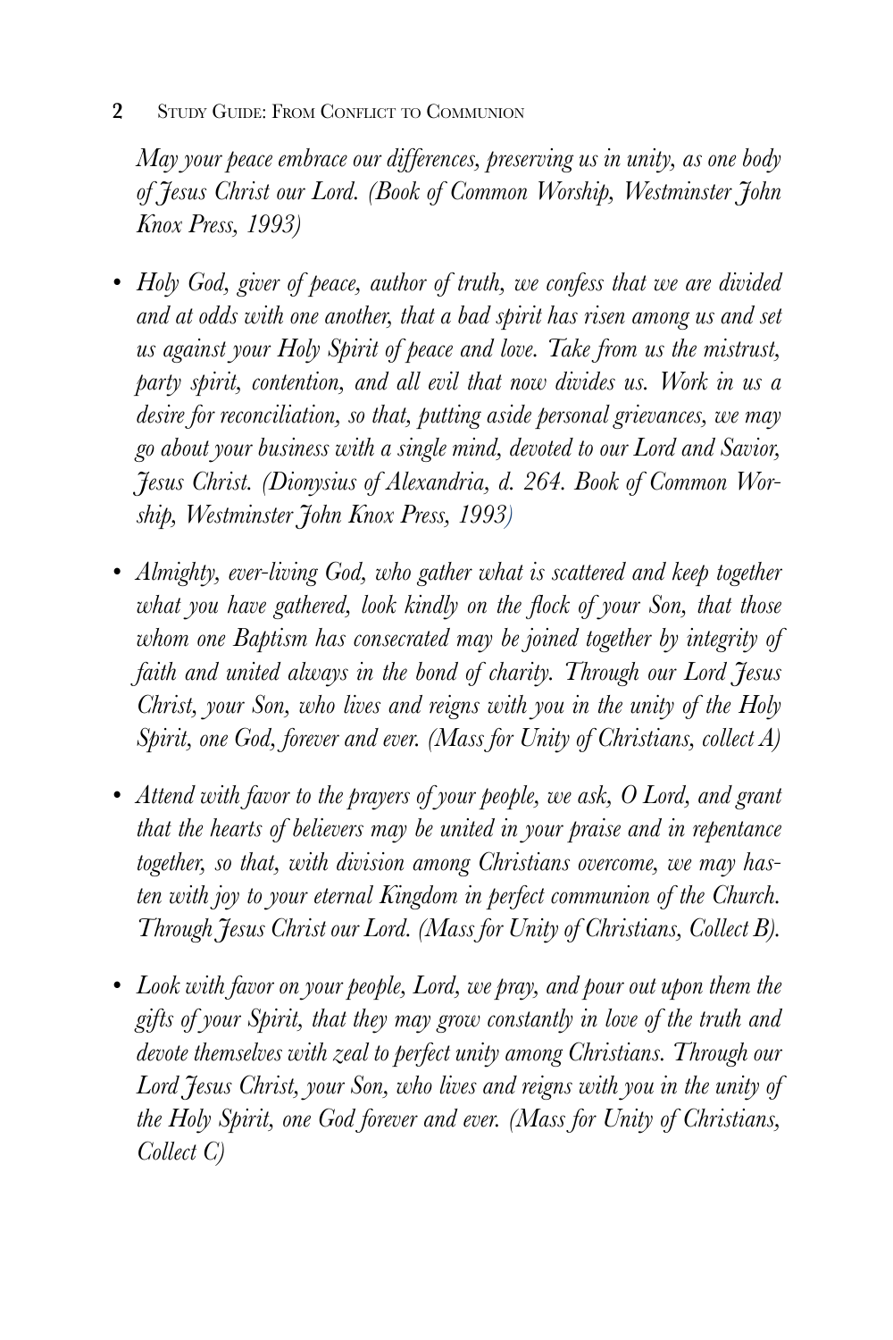*May your peace embrace our differences, preserving us in unity, as one body of Jesus Christ our Lord. (Book of Common Worship, Westminster John Knox Press, 1993)*

- *Holy God, giver of peace, author of truth, we confess that we are divided and at odds with one another, that a bad spirit has risen among us and set us against your Holy Spirit of peace and love. Take from us the mistrust, party spirit, contention, and all evil that now divides us. Work in us a desire for reconciliation, so that, putting aside personal grievances, we may go about your business with a single mind, devoted to our Lord and Savior, Jesus Christ. (Dionysius of Alexandria, d. 264. Book of Common Worship, Westminster John Knox Press, 1993)*

- *Almighty, ever-living God, who gather what is scattered and keep together what you have gathered, look kindly on the flock of your Son, that those whom one Baptism has consecrated may be joined together by integrity of faith and united always in the bond of charity. Through our Lord Jesus Christ, your Son, who lives and reigns with you in the unity of the Holy Spirit, one God, forever and ever. (Mass for Unity of Christians, collect A)*

- *Attend with favor to the prayers of your people, we ask, O Lord, and grant that the hearts of believers may be united in your praise and in repentance together, so that, with division among Christians overcome, we may hasten with joy to your eternal Kingdom in perfect communion of the Church. Through Jesus Christ our Lord. (Mass for Unity of Christians, Collect B).*

- *Look with favor on your people, Lord, we pray, and pour out upon them the gifts of your Spirit, that they may grow constantly in love of the truth and devote themselves with zeal to perfect unity among Christians. Through our Lord Jesus Christ, your Son, who lives and reigns with you in the unity of the Holy Spirit, one God forever and ever. (Mass for Unity of Christians, Collect C)*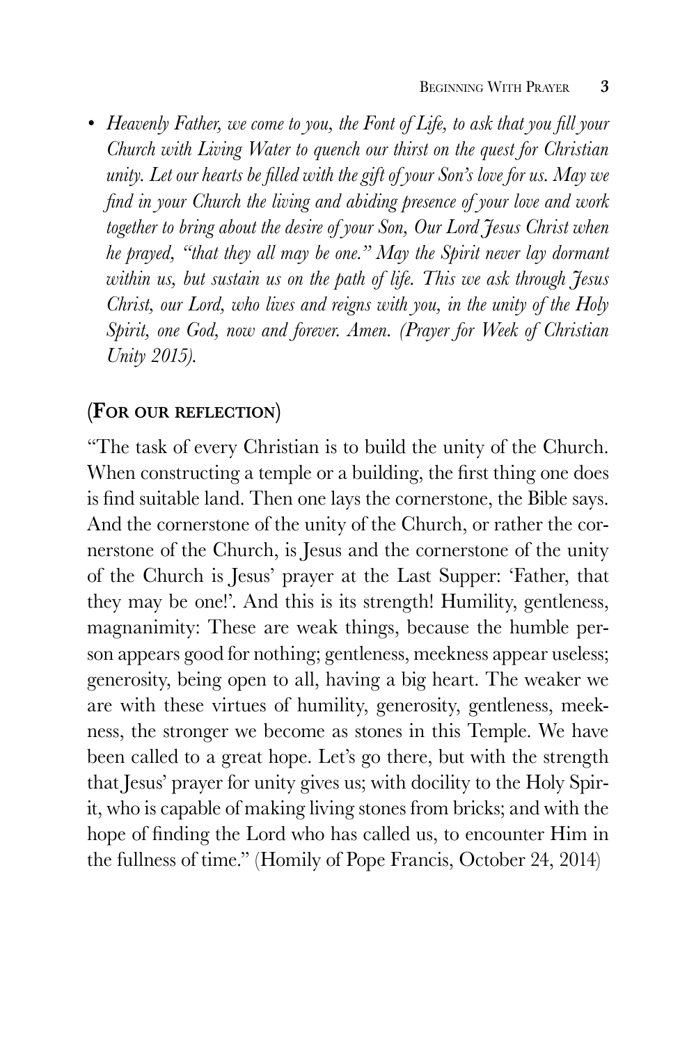- *Heavenly Father, we come to you, the Font of Life, to ask that you fill your Church with Living Water to quench our thirst on the quest for Christian unity. Let our hearts be filled with the gift of your Son's love for us. May we find in your Church the living and abiding presence of your love and work together to bring about the desire of your Son, Our Lord Jesus Christ when he prayed, "that they all may be one." May the Spirit never lay dormant within us, but sustain us on the path of life. This we ask through Jesus Christ, our Lord, who lives and reigns with you, in the unity of the Holy Spirit, one God, now and forever. Amen. (Prayer for Week of Christian Unity 2015).*

## (For our reflection)

"The task of every Christian is to build the unity of the Church. When constructing a temple or a building, the first thing one does is find suitable land. Then one lays the cornerstone, the Bible says. And the cornerstone of the unity of the Church, or rather the cornerstone of the Church, is Jesus and the cornerstone of the unity of the Church is Jesus' prayer at the Last Supper: 'Father, that they may be one!'. And this is its strength! Humility, gentleness, magnanimity: These are weak things, because the humble person appears good for nothing; gentleness, meekness appear useless; generosity, being open to all, having a big heart. The weaker we are with these virtues of humility, generosity, gentleness, meekness, the stronger we become as stones in this Temple. We have been called to a great hope. Let's go there, but with the strength that Jesus' prayer for unity gives us; with docility to the Holy Spirit, who is capable of making living stones from bricks; and with the hope of finding the Lord who has called us, to encounter Him in the fullness of time." (Homily of Pope Francis, October 24, 2014)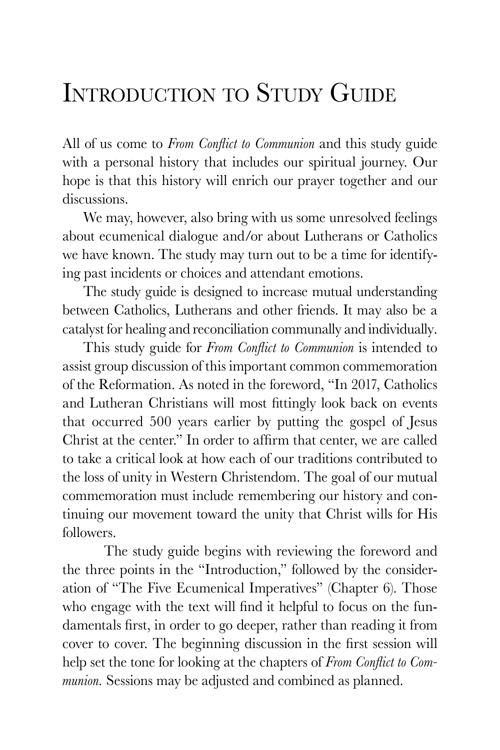# Introduction to Study Guide

All of us come to *From Conflict to Communion* and this study guide with a personal history that includes our spiritual journey. Our hope is that this history will enrich our prayer together and our discussions.

We may, however, also bring with us some unresolved feelings about ecumenical dialogue and/or about Lutherans or Catholics we have known. The study may turn out to be a time for identifying past incidents or choices and attendant emotions.

The study guide is designed to increase mutual understanding between Catholics, Lutherans and other friends. It may also be a catalyst for healing and reconciliation communally and individually.

This study guide for *From Conflict to Communion* is intended to assist group discussion of this important common commemoration of the Reformation. As noted in the foreword, "In 2017, Catholics and Lutheran Christians will most fittingly look back on events that occurred 500 years earlier by putting the gospel of Jesus Christ at the center." In order to affirm that center, we are called to take a critical look at how each of our traditions contributed to the loss of unity in Western Christendom. The goal of our mutual commemoration must include remembering our history and continuing our movement toward the unity that Christ wills for His followers.

The study guide begins with reviewing the foreword and the three points in the "Introduction," followed by the consideration of "The Five Ecumenical Imperatives" (Chapter 6). Those who engage with the text will find it helpful to focus on the fundamentals first, in order to go deeper, rather than reading it from cover to cover. The beginning discussion in the first session will help set the tone for looking at the chapters of *From Conflict to Communion.* Sessions may be adjusted and combined as planned.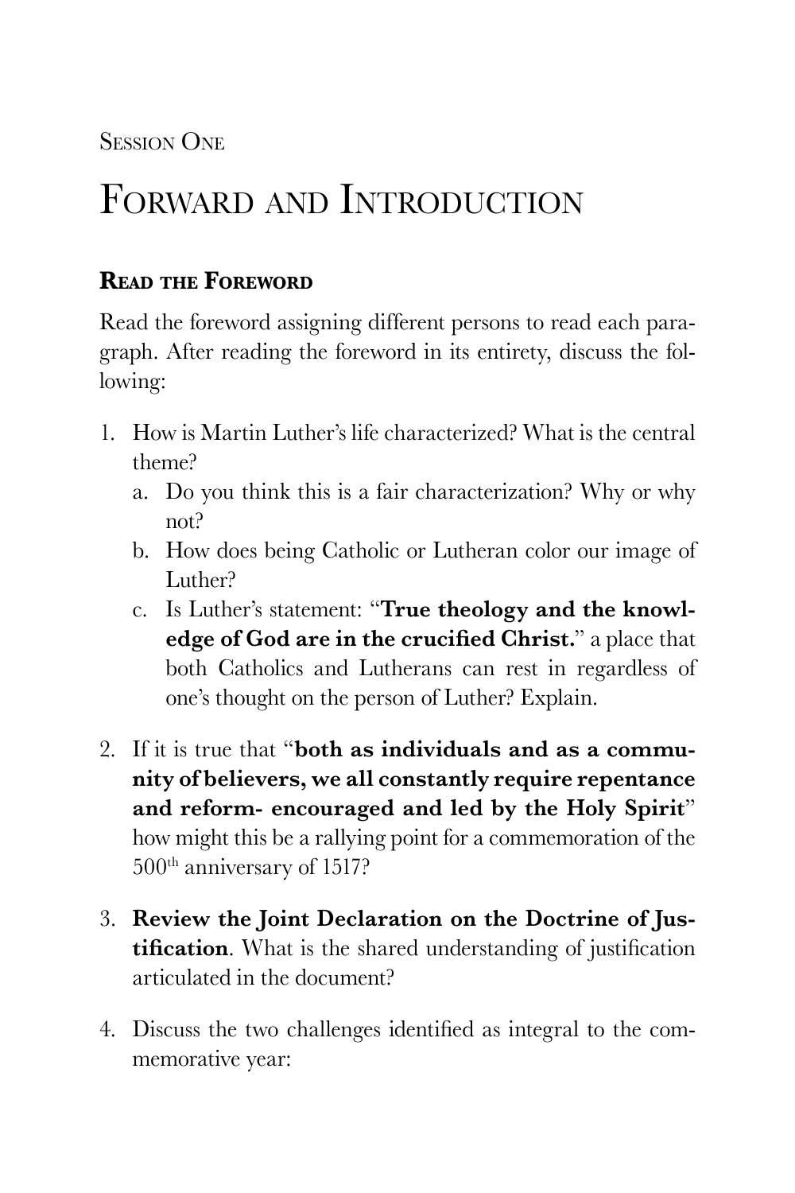Session One

# Forward and Introduction

## Read the Foreword

Read the foreword assigning different persons to read each paragraph. After reading the foreword in its entirety, discuss the following:

1. How is Martin Luther's life characterized? What is the central theme?
   a. Do you think this is a fair characterization? Why or why not?
   b. How does being Catholic or Lutheran color our image of Luther?
   c. Is Luther's statement: "**True theology and the knowledge of God are in the crucified Christ.**" a place that both Catholics and Lutherans can rest in regardless of one's thought on the person of Luther? Explain.

2. If it is true that "**both as individuals and as a community of believers, we all constantly require repentance and reform- encouraged and led by the Holy Spirit**" how might this be a rallying point for a commemoration of the 500th anniversary of 1517?

3. **Review the Joint Declaration on the Doctrine of Justification**. What is the shared understanding of justification articulated in the document?

4. Discuss the two challenges identified as integral to the commemorative year: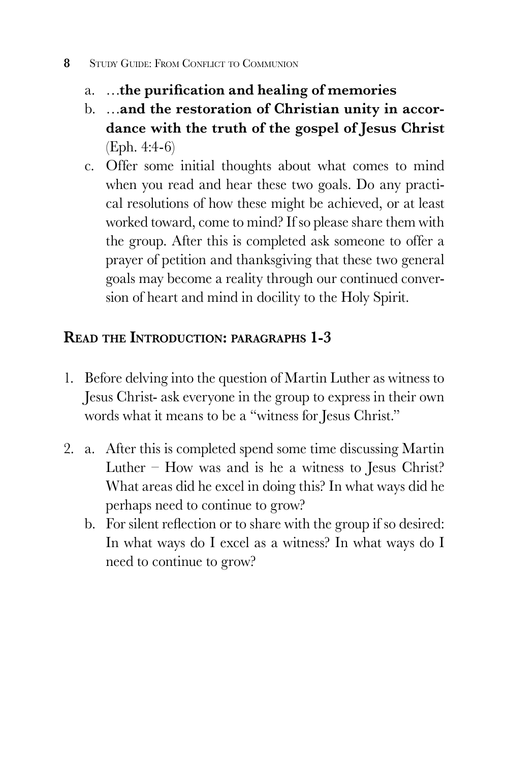a. …**the purification and healing of memories**

b. …**and the restoration of Christian unity in accordance with the truth of the gospel of Jesus Christ** (Eph. 4:4-6)

c. Offer some initial thoughts about what comes to mind when you read and hear these two goals. Do any practical resolutions of how these might be achieved, or at least worked toward, come to mind? If so please share them with the group. After this is completed ask someone to offer a prayer of petition and thanksgiving that these two general goals may become a reality through our continued conversion of heart and mind in docility to the Holy Spirit.

## Read the Introduction: paragraphs 1-3

1. Before delving into the question of Martin Luther as witness to Jesus Christ- ask everyone in the group to express in their own words what it means to be a "witness for Jesus Christ."

2. a. After this is completed spend some time discussing Martin Luther – How was and is he a witness to Jesus Christ? What areas did he excel in doing this? In what ways did he perhaps need to continue to grow?

   b. For silent reflection or to share with the group if so desired: In what ways do I excel as a witness? In what ways do I need to continue to grow?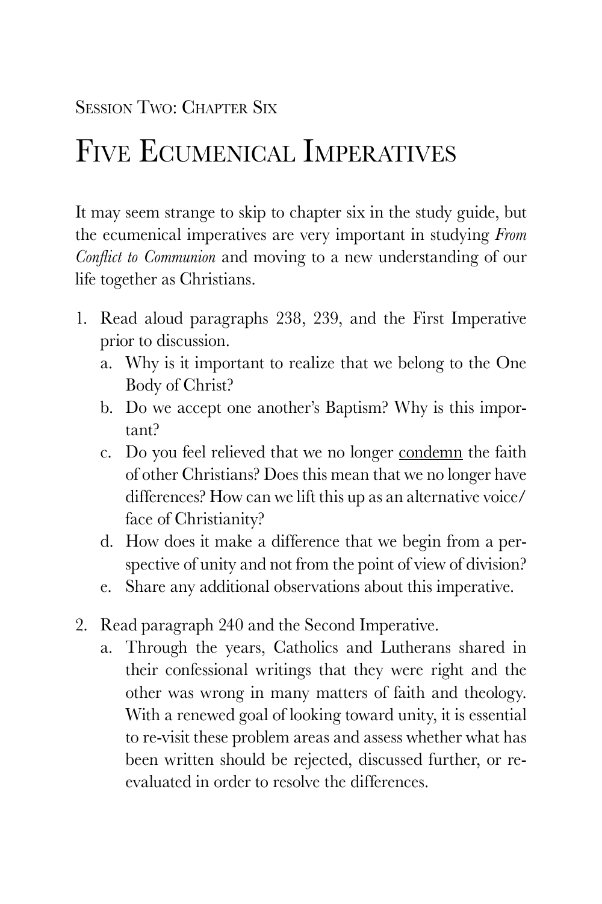Session Two: Chapter Six

# Five Ecumenical Imperatives

It may seem strange to skip to chapter six in the study guide, but the ecumenical imperatives are very important in studying *From Conflict to Communion* and moving to a new understanding of our life together as Christians.

1. Read aloud paragraphs 238, 239, and the First Imperative prior to discussion.
   a. Why is it important to realize that we belong to the One Body of Christ?
   b. Do we accept one another's Baptism? Why is this important?
   c. Do you feel relieved that we no longer <u>condemn</u> the faith of other Christians? Does this mean that we no longer have differences? How can we lift this up as an alternative voice/face of Christianity?
   d. How does it make a difference that we begin from a perspective of unity and not from the point of view of division?
   e. Share any additional observations about this imperative.

2. Read paragraph 240 and the Second Imperative.
   a. Through the years, Catholics and Lutherans shared in their confessional writings that they were right and the other was wrong in many matters of faith and theology. With a renewed goal of looking toward unity, it is essential to re-visit these problem areas and assess whether what has been written should be rejected, discussed further, or re-evaluated in order to resolve the differences.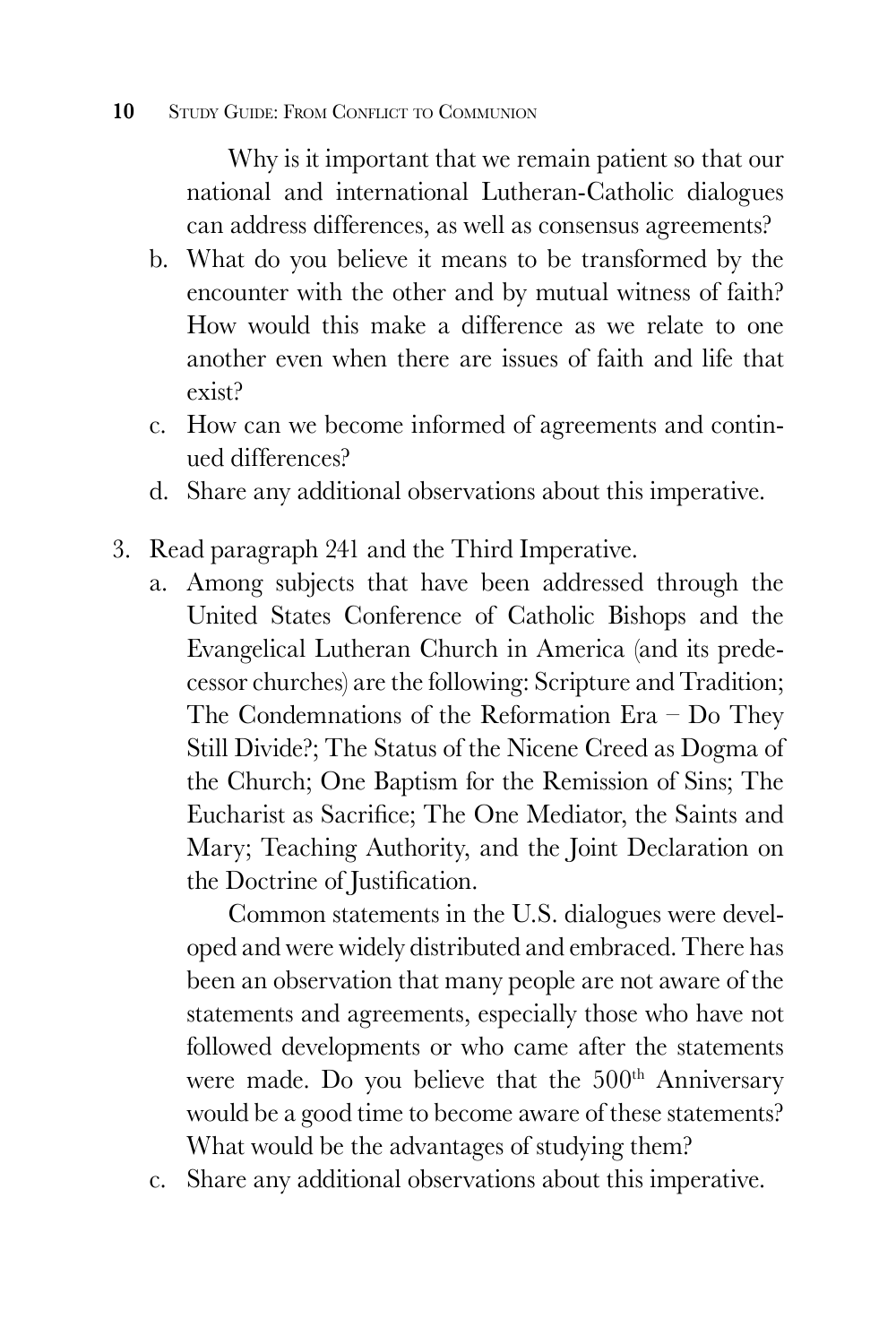Why is it important that we remain patient so that our national and international Lutheran-Catholic dialogues can address differences, as well as consensus agreements?

b. What do you believe it means to be transformed by the encounter with the other and by mutual witness of faith? How would this make a difference as we relate to one another even when there are issues of faith and life that exist?

c. How can we become informed of agreements and continued differences?

d. Share any additional observations about this imperative.

3. Read paragraph 241 and the Third Imperative.

   a. Among subjects that have been addressed through the United States Conference of Catholic Bishops and the Evangelical Lutheran Church in America (and its predecessor churches) are the following: Scripture and Tradition; The Condemnations of the Reformation Era – Do They Still Divide?; The Status of the Nicene Creed as Dogma of the Church; One Baptism for the Remission of Sins; The Eucharist as Sacrifice; The One Mediator, the Saints and Mary; Teaching Authority, and the Joint Declaration on the Doctrine of Justification.

   Common statements in the U.S. dialogues were developed and were widely distributed and embraced. There has been an observation that many people are not aware of the statements and agreements, especially those who have not followed developments or who came after the statements were made. Do you believe that the 500th Anniversary would be a good time to become aware of these statements? What would be the advantages of studying them?

   c. Share any additional observations about this imperative.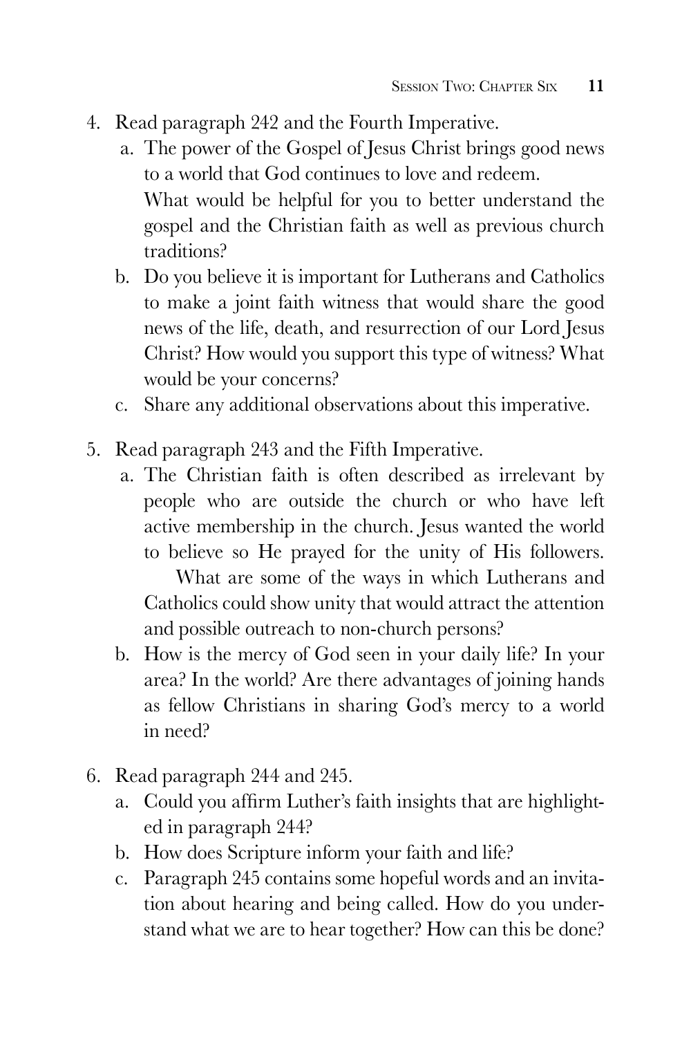4. Read paragraph 242 and the Fourth Imperative.
   a. The power of the Gospel of Jesus Christ brings good news to a world that God continues to love and redeem.
   What would be helpful for you to better understand the gospel and the Christian faith as well as previous church traditions?
   b. Do you believe it is important for Lutherans and Catholics to make a joint faith witness that would share the good news of the life, death, and resurrection of our Lord Jesus Christ? How would you support this type of witness? What would be your concerns?
   c. Share any additional observations about this imperative.

5. Read paragraph 243 and the Fifth Imperative.
   a. The Christian faith is often described as irrelevant by people who are outside the church or who have left active membership in the church. Jesus wanted the world to believe so He prayed for the unity of His followers.
   What are some of the ways in which Lutherans and Catholics could show unity that would attract the attention and possible outreach to non-church persons?
   b. How is the mercy of God seen in your daily life? In your area? In the world? Are there advantages of joining hands as fellow Christians in sharing God's mercy to a world in need?

6. Read paragraph 244 and 245.
   a. Could you affirm Luther's faith insights that are highlighted in paragraph 244?
   b. How does Scripture inform your faith and life?
   c. Paragraph 245 contains some hopeful words and an invitation about hearing and being called. How do you understand what we are to hear together? How can this be done?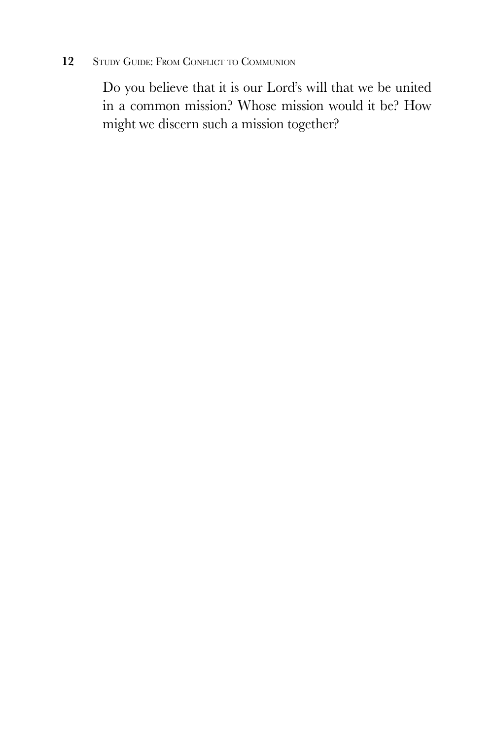Do you believe that it is our Lord's will that we be united in a common mission? Whose mission would it be? How might we discern such a mission together?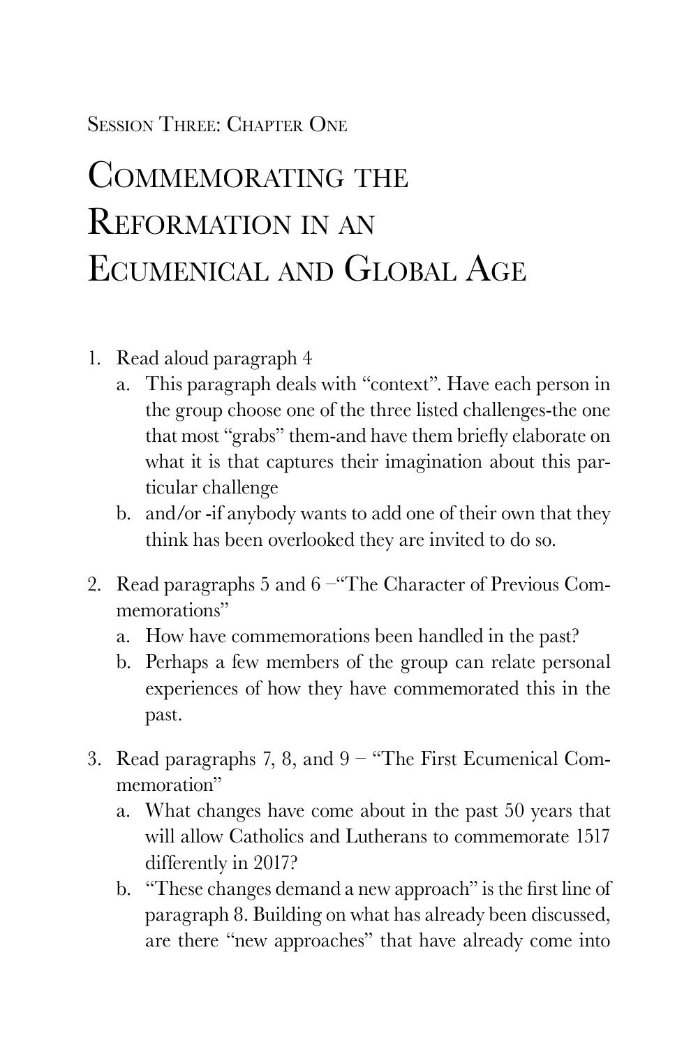Session Three: Chapter One

# Commemorating the Reformation in an Ecumenical and Global Age

1. Read aloud paragraph 4
   a. This paragraph deals with "context". Have each person in the group choose one of the three listed challenges-the one that most "grabs" them-and have them briefly elaborate on what it is that captures their imagination about this particular challenge
   b. and/or -if anybody wants to add one of their own that they think has been overlooked they are invited to do so.

2. Read paragraphs 5 and 6 –"The Character of Previous Commemorations"
   a. How have commemorations been handled in the past?
   b. Perhaps a few members of the group can relate personal experiences of how they have commemorated this in the past.

3. Read paragraphs 7, 8, and 9 – "The First Ecumenical Commemoration"
   a. What changes have come about in the past 50 years that will allow Catholics and Lutherans to commemorate 1517 differently in 2017?
   b. "These changes demand a new approach" is the first line of paragraph 8. Building on what has already been discussed, are there "new approaches" that have already come into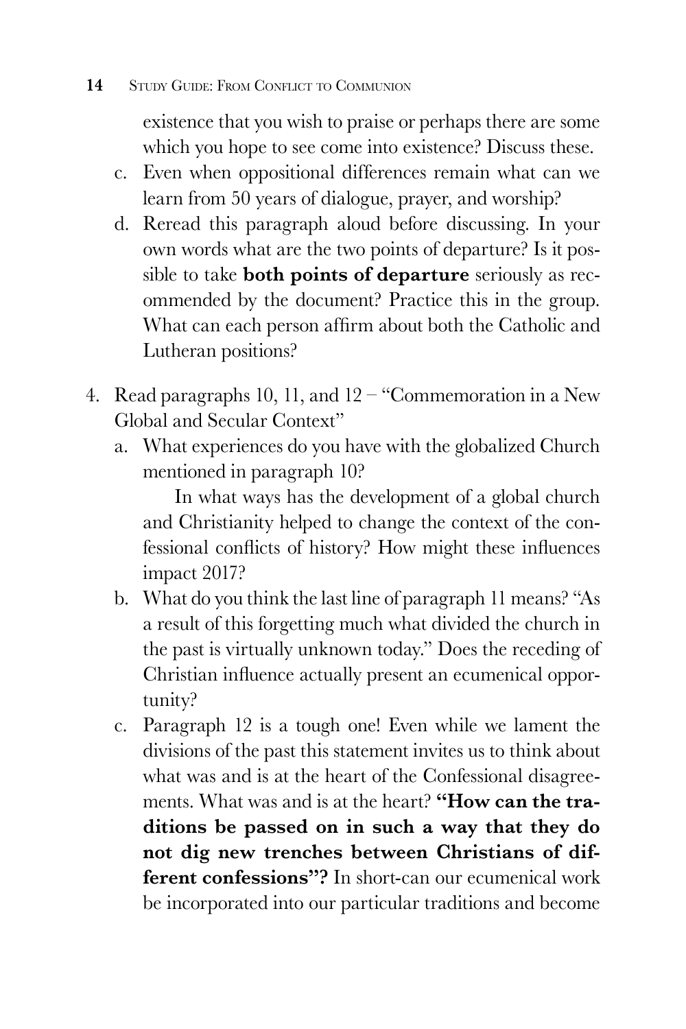existence that you wish to praise or perhaps there are some which you hope to see come into existence? Discuss these.

   c. Even when oppositional differences remain what can we learn from 50 years of dialogue, prayer, and worship?

   d. Reread this paragraph aloud before discussing. In your own words what are the two points of departure? Is it possible to take **both points of departure** seriously as recommended by the document? Practice this in the group. What can each person affirm about both the Catholic and Lutheran positions?

4. Read paragraphs 10, 11, and 12 – "Commemoration in a New Global and Secular Context"

   a. What experiences do you have with the globalized Church mentioned in paragraph 10?

      In what ways has the development of a global church and Christianity helped to change the context of the confessional conflicts of history? How might these influences impact 2017?

   b. What do you think the last line of paragraph 11 means? "As a result of this forgetting much what divided the church in the past is virtually unknown today." Does the receding of Christian influence actually present an ecumenical opportunity?

   c. Paragraph 12 is a tough one! Even while we lament the divisions of the past this statement invites us to think about what was and is at the heart of the Confessional disagreements. What was and is at the heart? **"How can the traditions be passed on in such a way that they do not dig new trenches between Christians of different confessions"?** In short-can our ecumenical work be incorporated into our particular traditions and become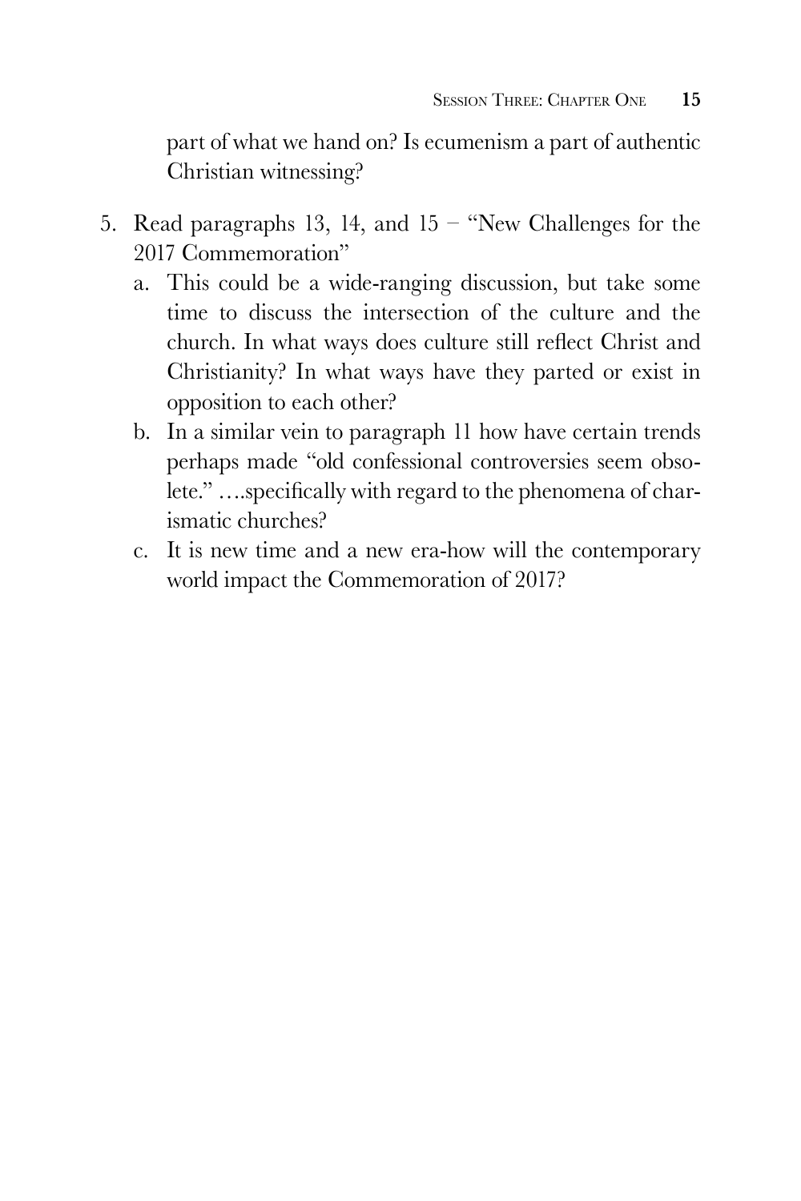part of what we hand on? Is ecumenism a part of authentic Christian witnessing?

5. Read paragraphs 13, 14, and 15 – "New Challenges for the 2017 Commemoration"
   a. This could be a wide-ranging discussion, but take some time to discuss the intersection of the culture and the church. In what ways does culture still reflect Christ and Christianity? In what ways have they parted or exist in opposition to each other?
   b. In a similar vein to paragraph 11 how have certain trends perhaps made "old confessional controversies seem obsolete." ….specifically with regard to the phenomena of charismatic churches?
   c. It is new time and a new era-how will the contemporary world impact the Commemoration of 2017?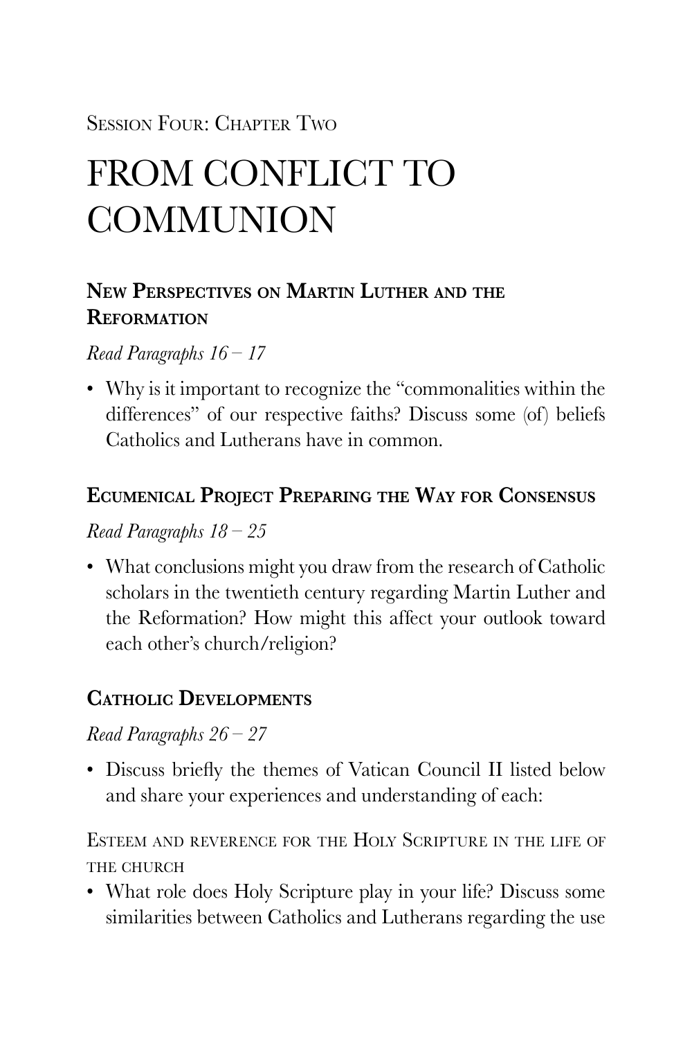Session Four: Chapter Two

# FROM CONFLICT TO COMMUNION

## New Perspectives on Martin Luther and the Reformation

*Read Paragraphs 16 – 17*

- Why is it important to recognize the "commonalities within the differences" of our respective faiths? Discuss some (of) beliefs Catholics and Lutherans have in common.

## Ecumenical Project Preparing the Way for Consensus

*Read Paragraphs 18 – 25*

- What conclusions might you draw from the research of Catholic scholars in the twentieth century regarding Martin Luther and the Reformation? How might this affect your outlook toward each other's church/religion?

## Catholic Developments

*Read Paragraphs 26 – 27*

- Discuss briefly the themes of Vatican Council II listed below and share your experiences and understanding of each:

Esteem and reverence for the Holy Scripture in the life of the church

- What role does Holy Scripture play in your life? Discuss some similarities between Catholics and Lutherans regarding the use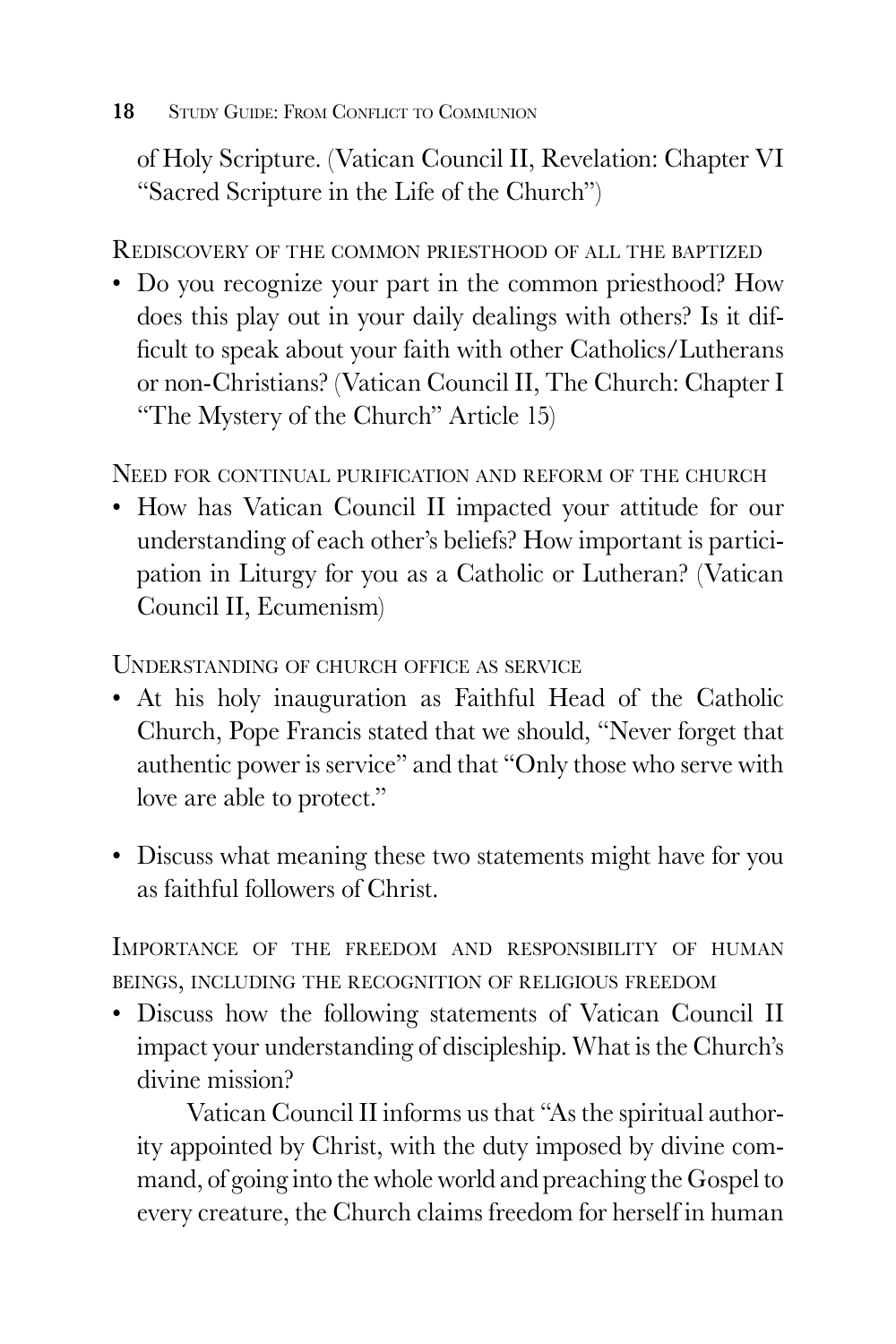of Holy Scripture. (Vatican Council II, Revelation: Chapter VI "Sacred Scripture in the Life of the Church")

### Rediscovery of the common priesthood of all the baptized

- Do you recognize your part in the common priesthood? How does this play out in your daily dealings with others? Is it difficult to speak about your faith with other Catholics/Lutherans or non-Christians? (Vatican Council II, The Church: Chapter I "The Mystery of the Church" Article 15)

### Need for continual purification and reform of the church

- How has Vatican Council II impacted your attitude for our understanding of each other's beliefs? How important is participation in Liturgy for you as a Catholic or Lutheran? (Vatican Council II, Ecumenism)

### Understanding of church office as service

- At his holy inauguration as Faithful Head of the Catholic Church, Pope Francis stated that we should, "Never forget that authentic power is service" and that "Only those who serve with love are able to protect."

- Discuss what meaning these two statements might have for you as faithful followers of Christ.

### Importance of the freedom and responsibility of human beings, including the recognition of religious freedom

- Discuss how the following statements of Vatican Council II impact your understanding of discipleship. What is the Church's divine mission?

  Vatican Council II informs us that "As the spiritual authority appointed by Christ, with the duty imposed by divine command, of going into the whole world and preaching the Gospel to every creature, the Church claims freedom for herself in human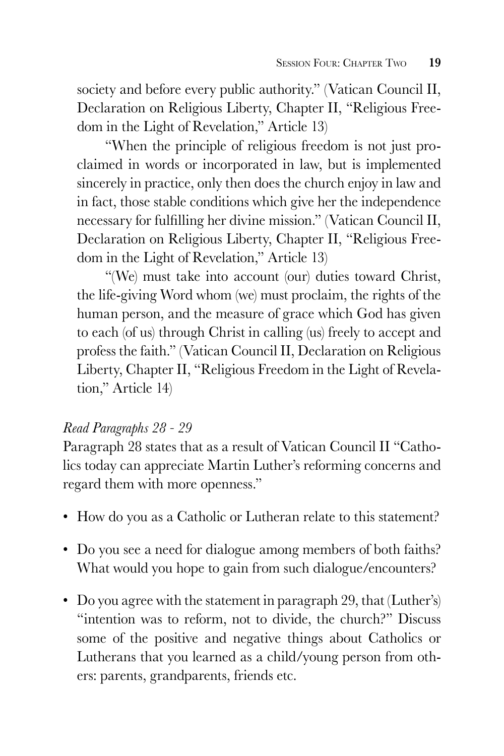society and before every public authority." (Vatican Council II, Declaration on Religious Liberty, Chapter II, "Religious Freedom in the Light of Revelation," Article 13)

"When the principle of religious freedom is not just proclaimed in words or incorporated in law, but is implemented sincerely in practice, only then does the church enjoy in law and in fact, those stable conditions which give her the independence necessary for fulfilling her divine mission." (Vatican Council II, Declaration on Religious Liberty, Chapter II, "Religious Freedom in the Light of Revelation," Article 13)

"(We) must take into account (our) duties toward Christ, the life-giving Word whom (we) must proclaim, the rights of the human person, and the measure of grace which God has given to each (of us) through Christ in calling (us) freely to accept and profess the faith." (Vatican Council II, Declaration on Religious Liberty, Chapter II, "Religious Freedom in the Light of Revelation," Article 14)

*Read Paragraphs 28 - 29*

Paragraph 28 states that as a result of Vatican Council II "Catholics today can appreciate Martin Luther's reforming concerns and regard them with more openness."

- How do you as a Catholic or Lutheran relate to this statement?
- Do you see a need for dialogue among members of both faiths? What would you hope to gain from such dialogue/encounters?
- Do you agree with the statement in paragraph 29, that (Luther's) "intention was to reform, not to divide, the church?" Discuss some of the positive and negative things about Catholics or Lutherans that you learned as a child/young person from others: parents, grandparents, friends etc.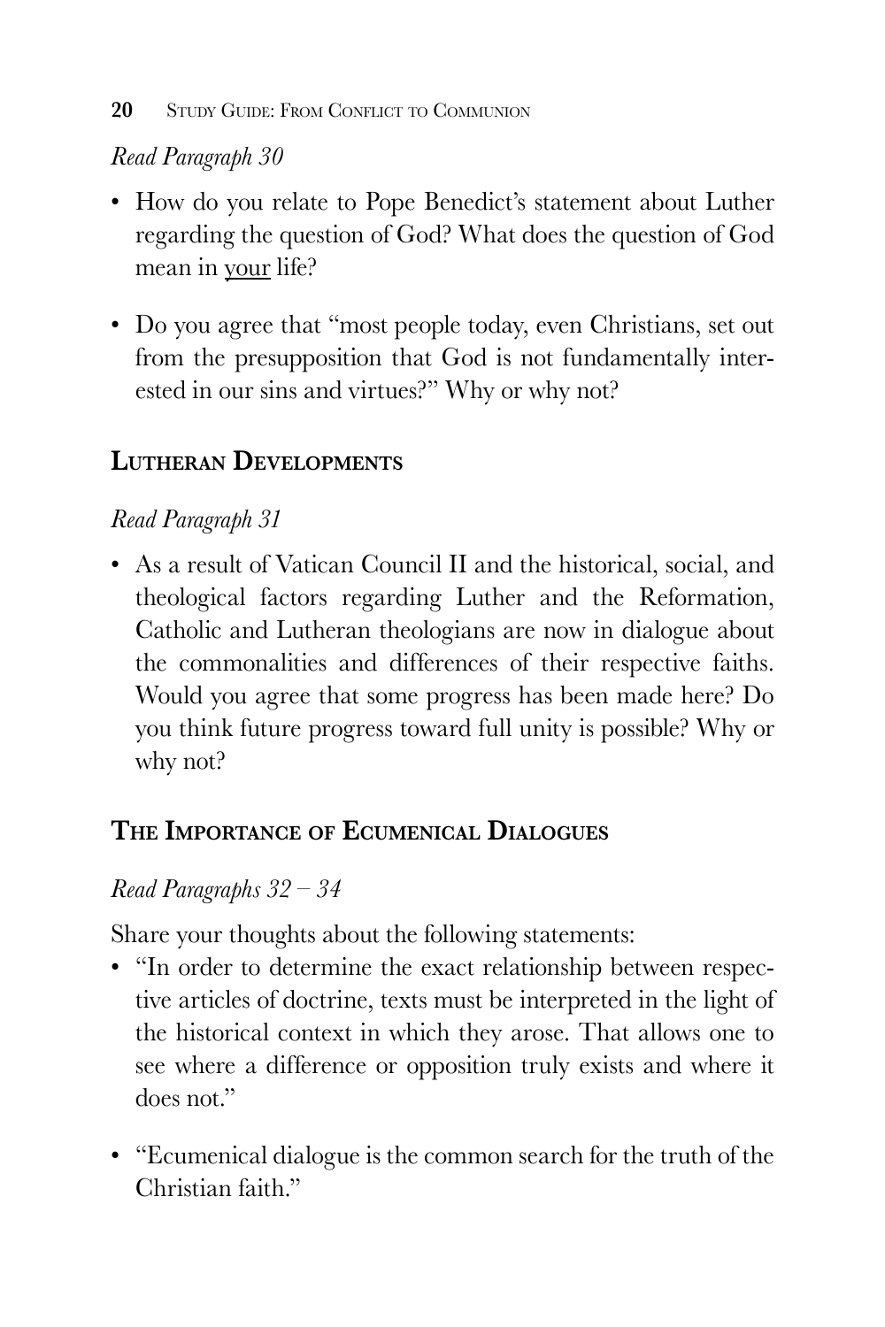*Read Paragraph 30*

- How do you relate to Pope Benedict's statement about Luther regarding the question of God? What does the question of God mean in <u>your</u> life?

- Do you agree that "most people today, even Christians, set out from the presupposition that God is not fundamentally interested in our sins and virtues?" Why or why not?

## Lutheran Developments

*Read Paragraph 31*

- As a result of Vatican Council II and the historical, social, and theological factors regarding Luther and the Reformation, Catholic and Lutheran theologians are now in dialogue about the commonalities and differences of their respective faiths. Would you agree that some progress has been made here? Do you think future progress toward full unity is possible? Why or why not?

## The Importance of Ecumenical Dialogues

*Read Paragraphs 32 – 34*

Share your thoughts about the following statements:

- "In order to determine the exact relationship between respective articles of doctrine, texts must be interpreted in the light of the historical context in which they arose. That allows one to see where a difference or opposition truly exists and where it does not."

- "Ecumenical dialogue is the common search for the truth of the Christian faith."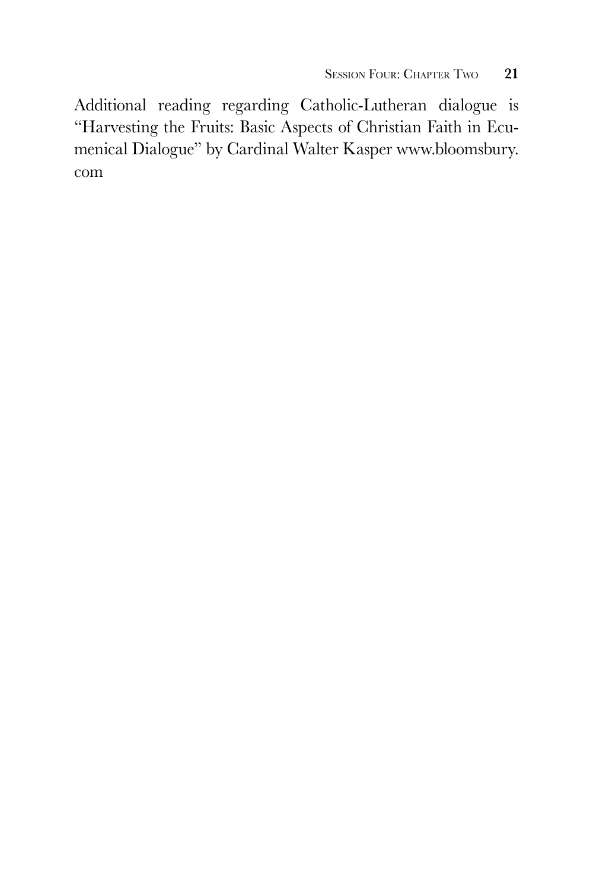Additional reading regarding Catholic-Lutheran dialogue is "Harvesting the Fruits: Basic Aspects of Christian Faith in Ecumenical Dialogue" by Cardinal Walter Kasper www.bloomsbury.com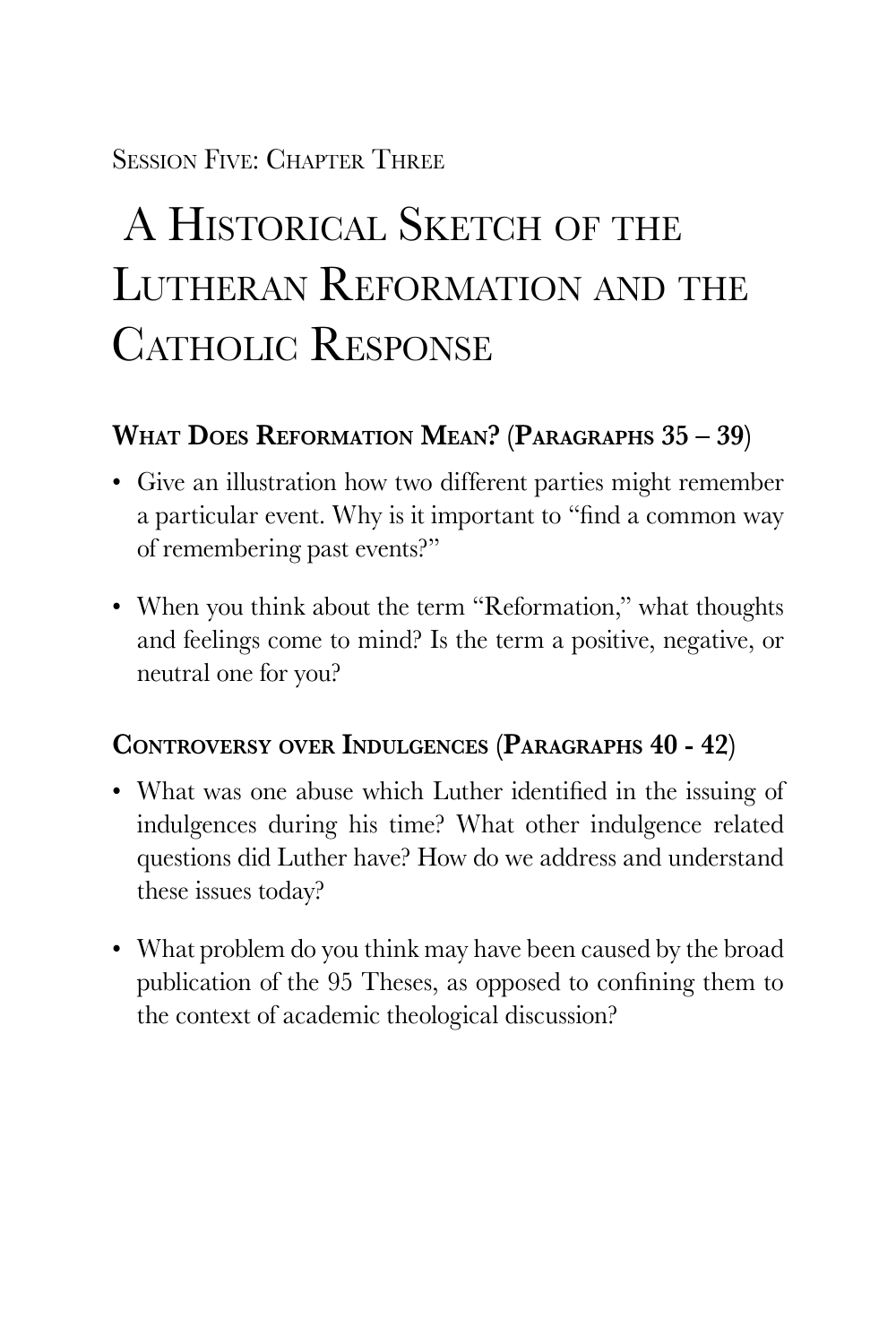Session Five: Chapter Three

# A Historical Sketch of the Lutheran Reformation and the Catholic Response

## What Does Reformation Mean? (Paragraphs 35 – 39)

- Give an illustration how two different parties might remember a particular event. Why is it important to "find a common way of remembering past events?"
- When you think about the term "Reformation," what thoughts and feelings come to mind? Is the term a positive, negative, or neutral one for you?

## Controversy over Indulgences (Paragraphs 40 - 42)

- What was one abuse which Luther identified in the issuing of indulgences during his time? What other indulgence related questions did Luther have? How do we address and understand these issues today?
- What problem do you think may have been caused by the broad publication of the 95 Theses, as opposed to confining them to the context of academic theological discussion?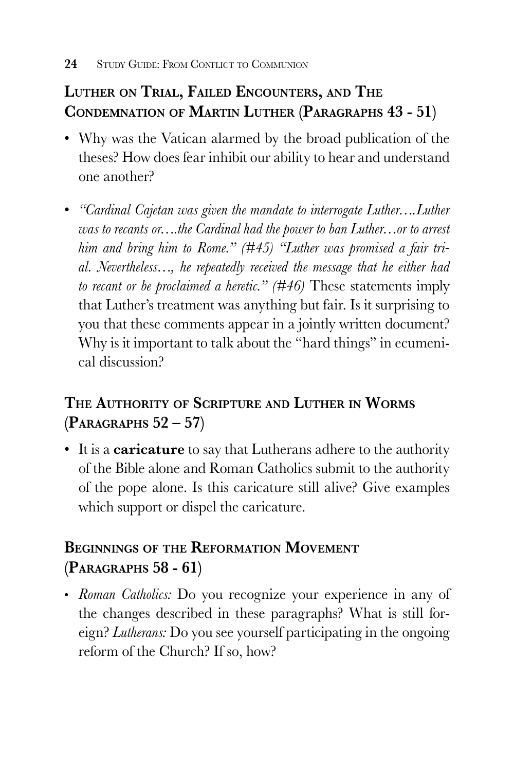## Luther on Trial, Failed Encounters, and The Condemnation of Martin Luther (Paragraphs 43 - 51)

- Why was the Vatican alarmed by the broad publication of the theses? How does fear inhibit our ability to hear and understand one another?
- *"Cardinal Cajetan was given the mandate to interrogate Luther….Luther was to recants or….the Cardinal had the power to ban Luther…or to arrest him and bring him to Rome." (#45) "Luther was promised a fair trial. Nevertheless…, he repeatedly received the message that he either had to recant or be proclaimed a heretic." (#46)* These statements imply that Luther's treatment was anything but fair. Is it surprising to you that these comments appear in a jointly written document? Why is it important to talk about the "hard things" in ecumenical discussion?

## The Authority of Scripture and Luther in Worms (Paragraphs 52 – 57)

- It is a **caricature** to say that Lutherans adhere to the authority of the Bible alone and Roman Catholics submit to the authority of the pope alone. Is this caricature still alive? Give examples which support or dispel the caricature.

## Beginnings of the Reformation Movement (Paragraphs 58 - 61)

- *Roman Catholics:* Do you recognize your experience in any of the changes described in these paragraphs? What is still foreign? *Lutherans:* Do you see yourself participating in the ongoing reform of the Church? If so, how?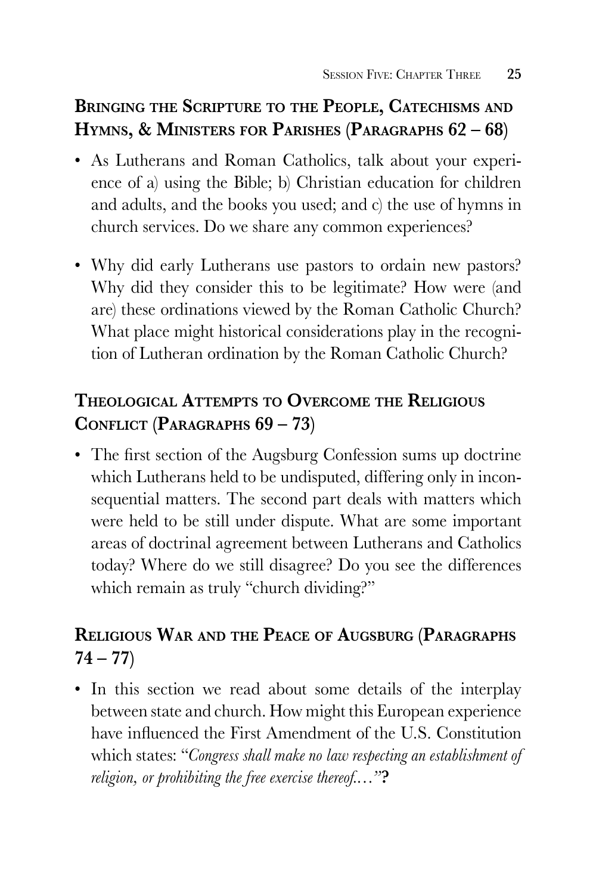## Bringing the Scripture to the People, Catechisms and Hymns, & Ministers for Parishes (Paragraphs 62 – 68)

- As Lutherans and Roman Catholics, talk about your experience of a) using the Bible; b) Christian education for children and adults, and the books you used; and c) the use of hymns in church services. Do we share any common experiences?
- Why did early Lutherans use pastors to ordain new pastors? Why did they consider this to be legitimate? How were (and are) these ordinations viewed by the Roman Catholic Church? What place might historical considerations play in the recognition of Lutheran ordination by the Roman Catholic Church?

## Theological Attempts to Overcome the Religious Conflict (Paragraphs 69 – 73)

- The first section of the Augsburg Confession sums up doctrine which Lutherans held to be undisputed, differing only in inconsequential matters. The second part deals with matters which were held to be still under dispute. What are some important areas of doctrinal agreement between Lutherans and Catholics today? Where do we still disagree? Do you see the differences which remain as truly "church dividing?"

## Religious War and the Peace of Augsburg (Paragraphs 74 – 77)

- In this section we read about some details of the interplay between state and church. How might this European experience have influenced the First Amendment of the U.S. Constitution which states: "*Congress shall make no law respecting an establishment of religion, or prohibiting the free exercise thereof….*"**?**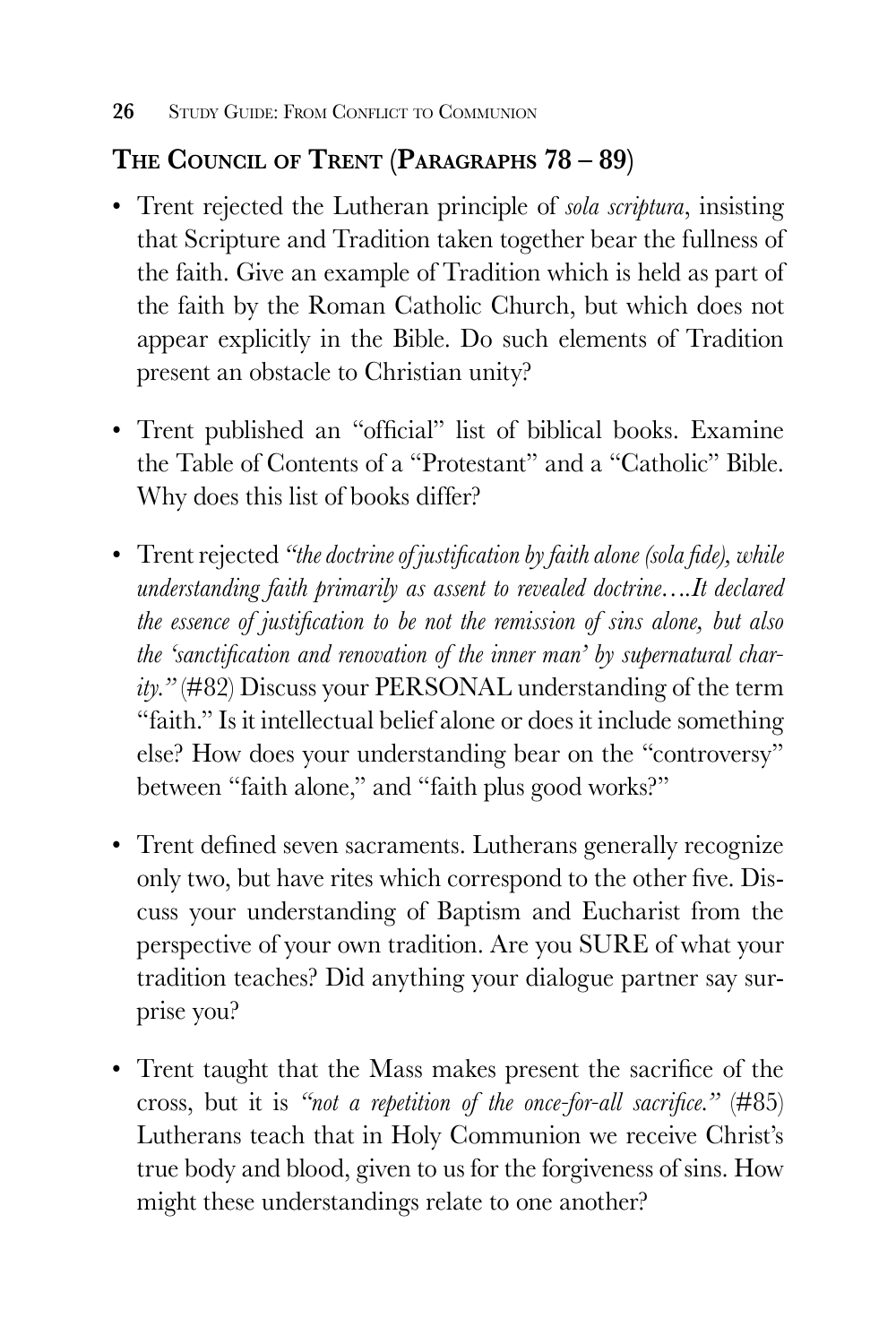## The Council of Trent (Paragraphs 78 – 89)

- Trent rejected the Lutheran principle of *sola scriptura*, insisting that Scripture and Tradition taken together bear the fullness of the faith. Give an example of Tradition which is held as part of the faith by the Roman Catholic Church, but which does not appear explicitly in the Bible. Do such elements of Tradition present an obstacle to Christian unity?

- Trent published an "official" list of biblical books. Examine the Table of Contents of a "Protestant" and a "Catholic" Bible. Why does this list of books differ?

- Trent rejected *"the doctrine of justification by faith alone (sola fide), while understanding faith primarily as assent to revealed doctrine….It declared the essence of justification to be not the remission of sins alone, but also the 'sanctification and renovation of the inner man' by supernatural charity."* (#82) Discuss your PERSONAL understanding of the term "faith." Is it intellectual belief alone or does it include something else? How does your understanding bear on the "controversy" between "faith alone," and "faith plus good works?"

- Trent defined seven sacraments. Lutherans generally recognize only two, but have rites which correspond to the other five. Discuss your understanding of Baptism and Eucharist from the perspective of your own tradition. Are you SURE of what your tradition teaches? Did anything your dialogue partner say surprise you?

- Trent taught that the Mass makes present the sacrifice of the cross, but it is *"not a repetition of the once-for-all sacrifice."* (#85) Lutherans teach that in Holy Communion we receive Christ's true body and blood, given to us for the forgiveness of sins. How might these understandings relate to one another?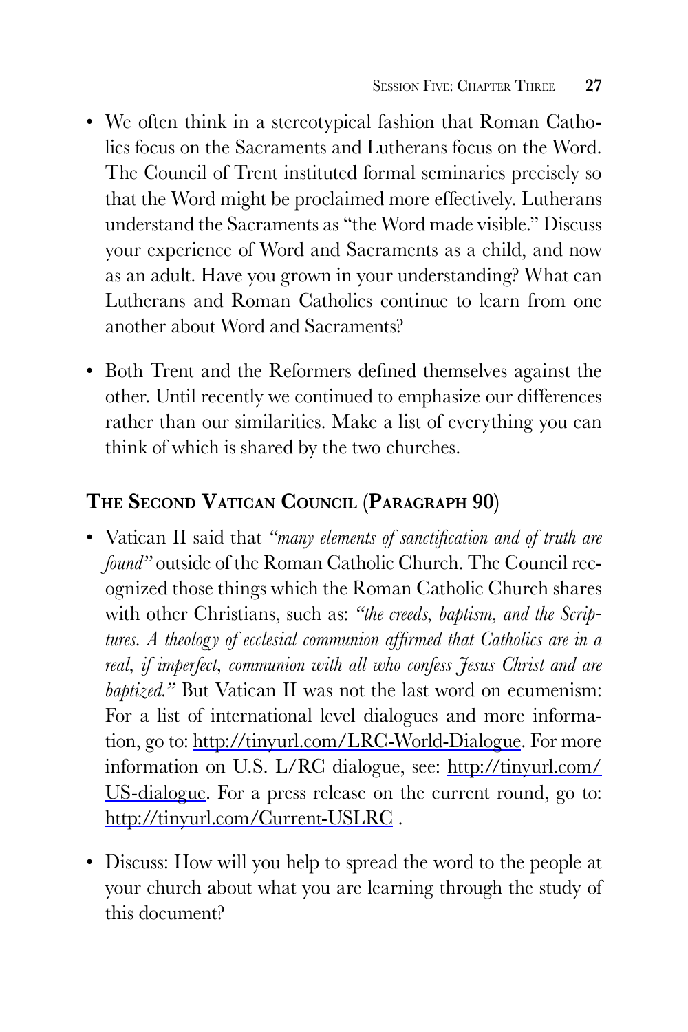- We often think in a stereotypical fashion that Roman Catholics focus on the Sacraments and Lutherans focus on the Word. The Council of Trent instituted formal seminaries precisely so that the Word might be proclaimed more effectively. Lutherans understand the Sacraments as "the Word made visible." Discuss your experience of Word and Sacraments as a child, and now as an adult. Have you grown in your understanding? What can Lutherans and Roman Catholics continue to learn from one another about Word and Sacraments?

- Both Trent and the Reformers defined themselves against the other. Until recently we continued to emphasize our differences rather than our similarities. Make a list of everything you can think of which is shared by the two churches.

## The Second Vatican Council (Paragraph 90)

- Vatican II said that *"many elements of sanctification and of truth are found"* outside of the Roman Catholic Church. The Council recognized those things which the Roman Catholic Church shares with other Christians, such as: *"the creeds, baptism, and the Scriptures. A theology of ecclesial communion affirmed that Catholics are in a real, if imperfect, communion with all who confess Jesus Christ and are baptized."* But Vatican II was not the last word on ecumenism: For a list of international level dialogues and more information, go to: http://tinyurl.com/LRC-World-Dialogue. For more information on U.S. L/RC dialogue, see: http://tinyurl.com/US-dialogue. For a press release on the current round, go to: http://tinyurl.com/Current-USLRC .

- Discuss: How will you help to spread the word to the people at your church about what you are learning through the study of this document?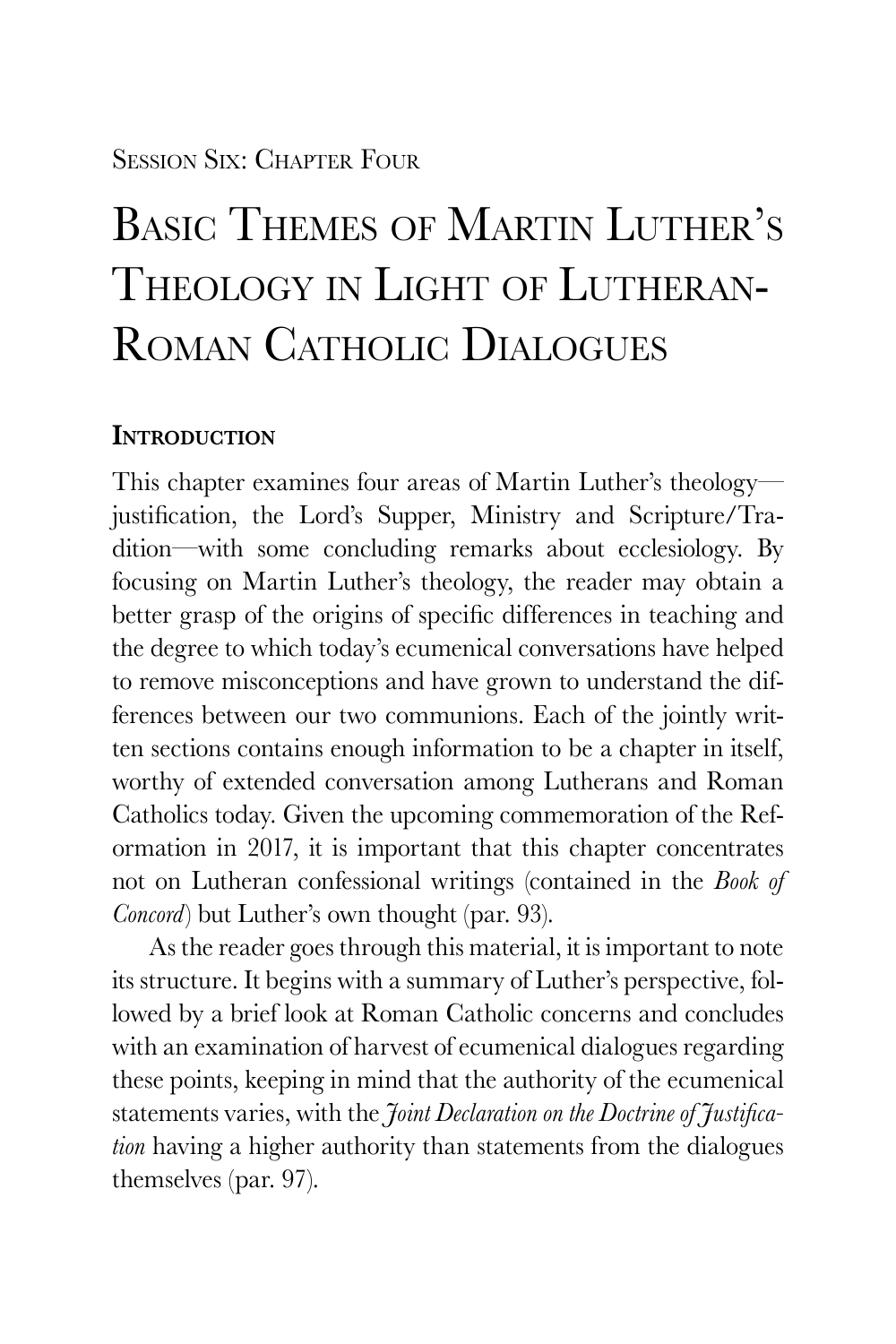Session Six: Chapter Four

# Basic Themes of Martin Luther's Theology in Light of Lutheran-Roman Catholic Dialogues

## Introduction

This chapter examines four areas of Martin Luther's theology—justification, the Lord's Supper, Ministry and Scripture/Tradition—with some concluding remarks about ecclesiology. By focusing on Martin Luther's theology, the reader may obtain a better grasp of the origins of specific differences in teaching and the degree to which today's ecumenical conversations have helped to remove misconceptions and have grown to understand the differences between our two communions. Each of the jointly written sections contains enough information to be a chapter in itself, worthy of extended conversation among Lutherans and Roman Catholics today. Given the upcoming commemoration of the Reformation in 2017, it is important that this chapter concentrates not on Lutheran confessional writings (contained in the *Book of Concord*) but Luther's own thought (par. 93).

As the reader goes through this material, it is important to note its structure. It begins with a summary of Luther's perspective, followed by a brief look at Roman Catholic concerns and concludes with an examination of harvest of ecumenical dialogues regarding these points, keeping in mind that the authority of the ecumenical statements varies, with the *Joint Declaration on the Doctrine of Justification* having a higher authority than statements from the dialogues themselves (par. 97).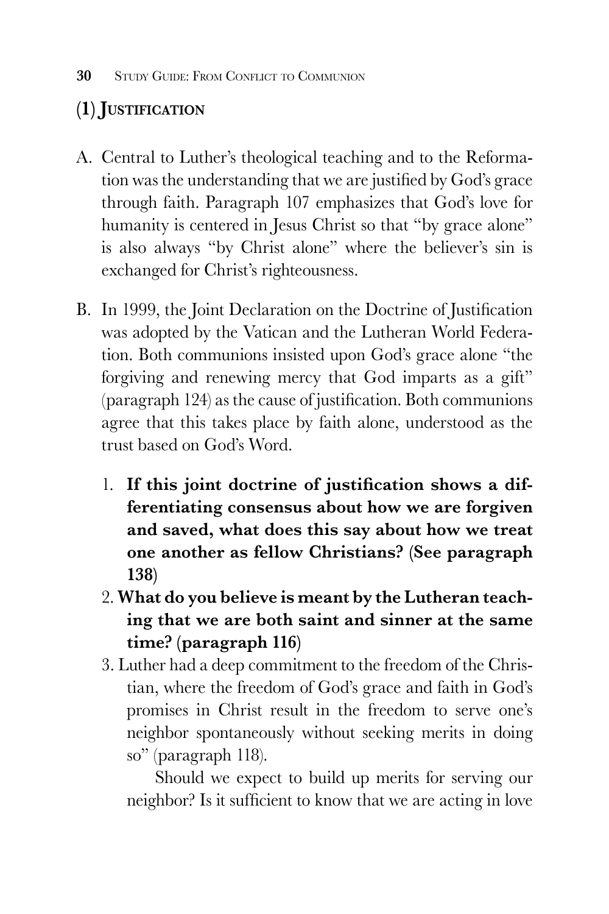## (1) Justification

A. Central to Luther's theological teaching and to the Reformation was the understanding that we are justified by God's grace through faith. Paragraph 107 emphasizes that God's love for humanity is centered in Jesus Christ so that "by grace alone" is also always "by Christ alone" where the believer's sin is exchanged for Christ's righteousness.

B. In 1999, the Joint Declaration on the Doctrine of Justification was adopted by the Vatican and the Lutheran World Federation. Both communions insisted upon God's grace alone "the forgiving and renewing mercy that God imparts as a gift" (paragraph 124) as the cause of justification. Both communions agree that this takes place by faith alone, understood as the trust based on God's Word.

1. **If this joint doctrine of justification shows a differentiating consensus about how we are forgiven and saved, what does this say about how we treat one another as fellow Christians? (See paragraph 138)**
2. **What do you believe is meant by the Lutheran teaching that we are both saint and sinner at the same time? (paragraph 116)**
3. Luther had a deep commitment to the freedom of the Christian, where the freedom of God's grace and faith in God's promises in Christ result in the freedom to serve one's neighbor spontaneously without seeking merits in doing so" (paragraph 118).

   Should we expect to build up merits for serving our neighbor? Is it sufficient to know that we are acting in love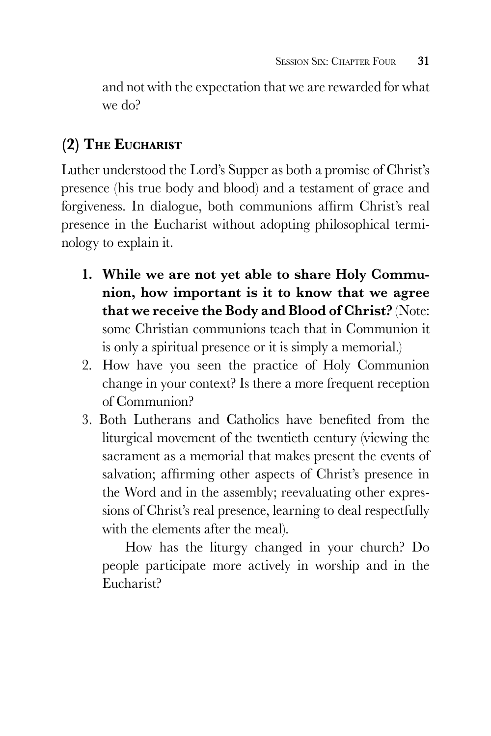and not with the expectation that we are rewarded for what we do?

## (2) The Eucharist

Luther understood the Lord's Supper as both a promise of Christ's presence (his true body and blood) and a testament of grace and forgiveness. In dialogue, both communions affirm Christ's real presence in the Eucharist without adopting philosophical terminology to explain it.

1. **While we are not yet able to share Holy Communion, how important is it to know that we agree that we receive the Body and Blood of Christ?** (Note: some Christian communions teach that in Communion it is only a spiritual presence or it is simply a memorial.)
2. How have you seen the practice of Holy Communion change in your context? Is there a more frequent reception of Communion?
3. Both Lutherans and Catholics have benefited from the liturgical movement of the twentieth century (viewing the sacrament as a memorial that makes present the events of salvation; affirming other aspects of Christ's presence in the Word and in the assembly; reevaluating other expressions of Christ's real presence, learning to deal respectfully with the elements after the meal).

   How has the liturgy changed in your church? Do people participate more actively in worship and in the Eucharist?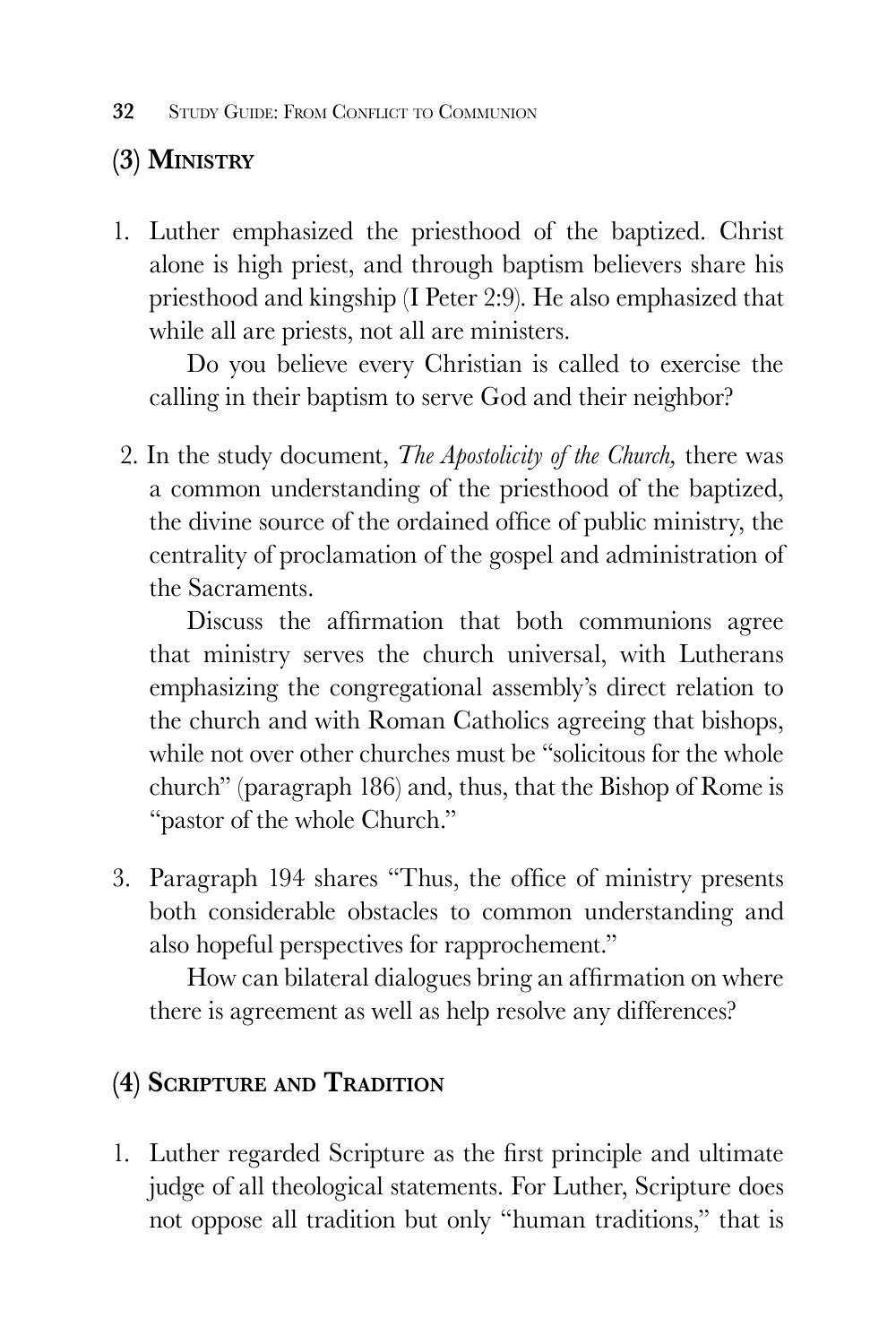## (3) Ministry

1. Luther emphasized the priesthood of the baptized. Christ alone is high priest, and through baptism believers share his priesthood and kingship (I Peter 2:9). He also emphasized that while all are priests, not all are ministers.

   Do you believe every Christian is called to exercise the calling in their baptism to serve God and their neighbor?

2. In the study document, *The Apostolicity of the Church,* there was a common understanding of the priesthood of the baptized, the divine source of the ordained office of public ministry, the centrality of proclamation of the gospel and administration of the Sacraments.

   Discuss the affirmation that both communions agree that ministry serves the church universal, with Lutherans emphasizing the congregational assembly's direct relation to the church and with Roman Catholics agreeing that bishops, while not over other churches must be "solicitous for the whole church" (paragraph 186) and, thus, that the Bishop of Rome is "pastor of the whole Church."

3. Paragraph 194 shares "Thus, the office of ministry presents both considerable obstacles to common understanding and also hopeful perspectives for rapprochement."

   How can bilateral dialogues bring an affirmation on where there is agreement as well as help resolve any differences?

## (4) Scripture and Tradition

1. Luther regarded Scripture as the first principle and ultimate judge of all theological statements. For Luther, Scripture does not oppose all tradition but only "human traditions," that is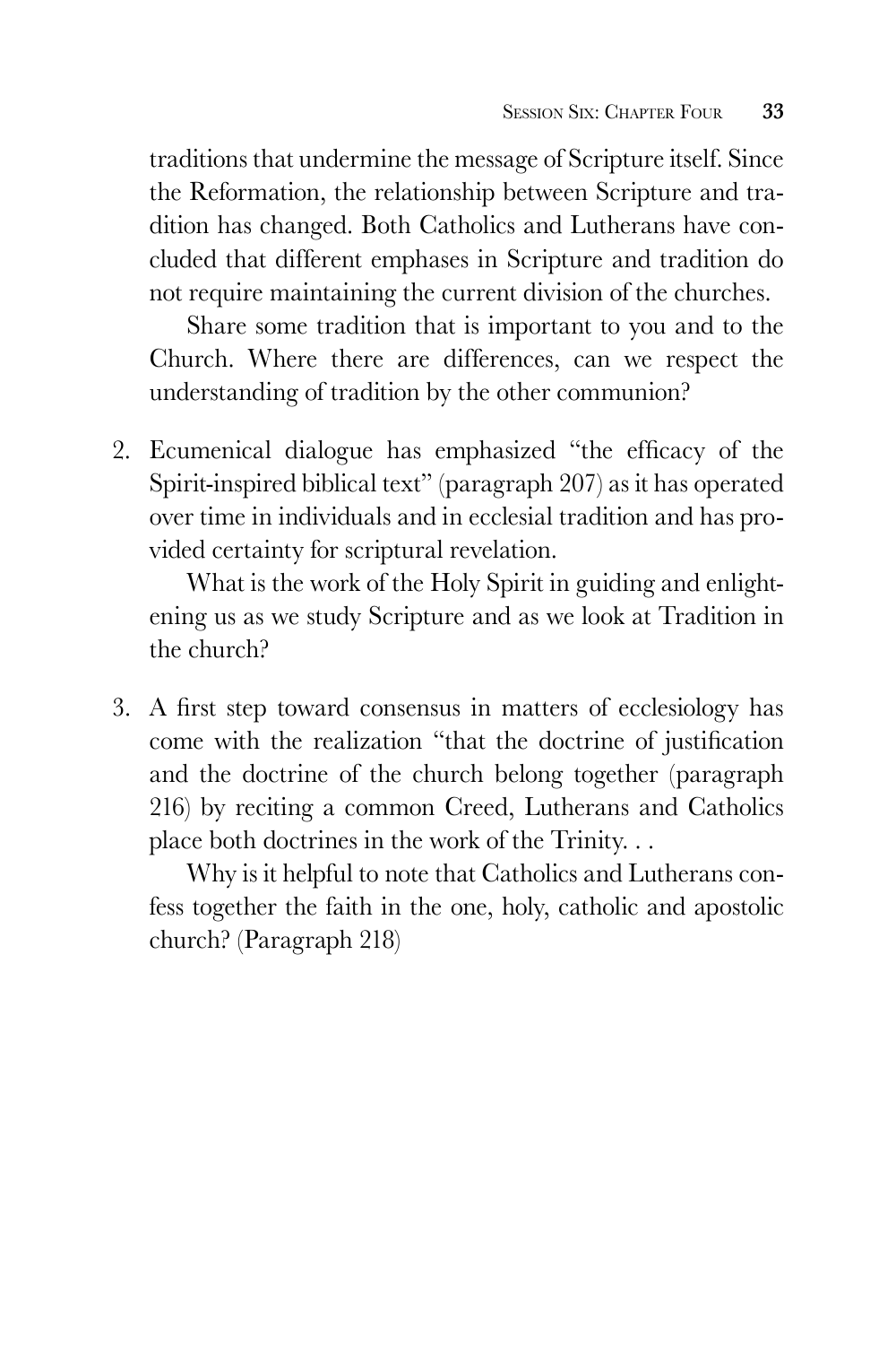traditions that undermine the message of Scripture itself. Since the Reformation, the relationship between Scripture and tradition has changed. Both Catholics and Lutherans have concluded that different emphases in Scripture and tradition do not require maintaining the current division of the churches.

Share some tradition that is important to you and to the Church. Where there are differences, can we respect the understanding of tradition by the other communion?

2. Ecumenical dialogue has emphasized "the efficacy of the Spirit-inspired biblical text" (paragraph 207) as it has operated over time in individuals and in ecclesial tradition and has provided certainty for scriptural revelation.

   What is the work of the Holy Spirit in guiding and enlightening us as we study Scripture and as we look at Tradition in the church?

3. A first step toward consensus in matters of ecclesiology has come with the realization "that the doctrine of justification and the doctrine of the church belong together (paragraph 216) by reciting a common Creed, Lutherans and Catholics place both doctrines in the work of the Trinity. . .

   Why is it helpful to note that Catholics and Lutherans confess together the faith in the one, holy, catholic and apostolic church? (Paragraph 218)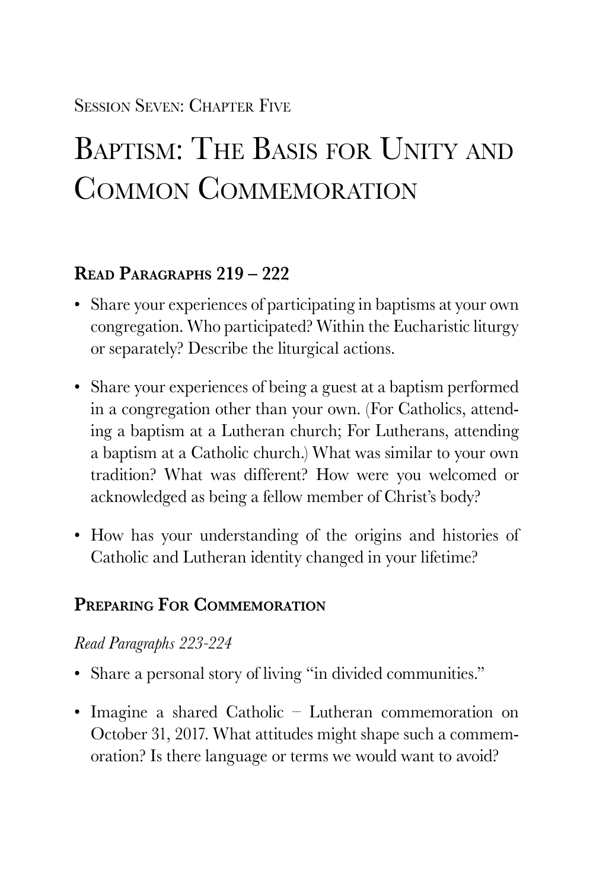Session Seven: Chapter Five

# Baptism: The Basis for Unity and Common Commemoration

## Read Paragraphs 219 – 222

- Share your experiences of participating in baptisms at your own congregation. Who participated? Within the Eucharistic liturgy or separately? Describe the liturgical actions.
- Share your experiences of being a guest at a baptism performed in a congregation other than your own. (For Catholics, attending a baptism at a Lutheran church; For Lutherans, attending a baptism at a Catholic church.) What was similar to your own tradition? What was different? How were you welcomed or acknowledged as being a fellow member of Christ's body?
- How has your understanding of the origins and histories of Catholic and Lutheran identity changed in your lifetime?

## Preparing For Commemoration

*Read Paragraphs 223-224*

- Share a personal story of living "in divided communities."
- Imagine a shared Catholic – Lutheran commemoration on October 31, 2017. What attitudes might shape such a commemoration? Is there language or terms we would want to avoid?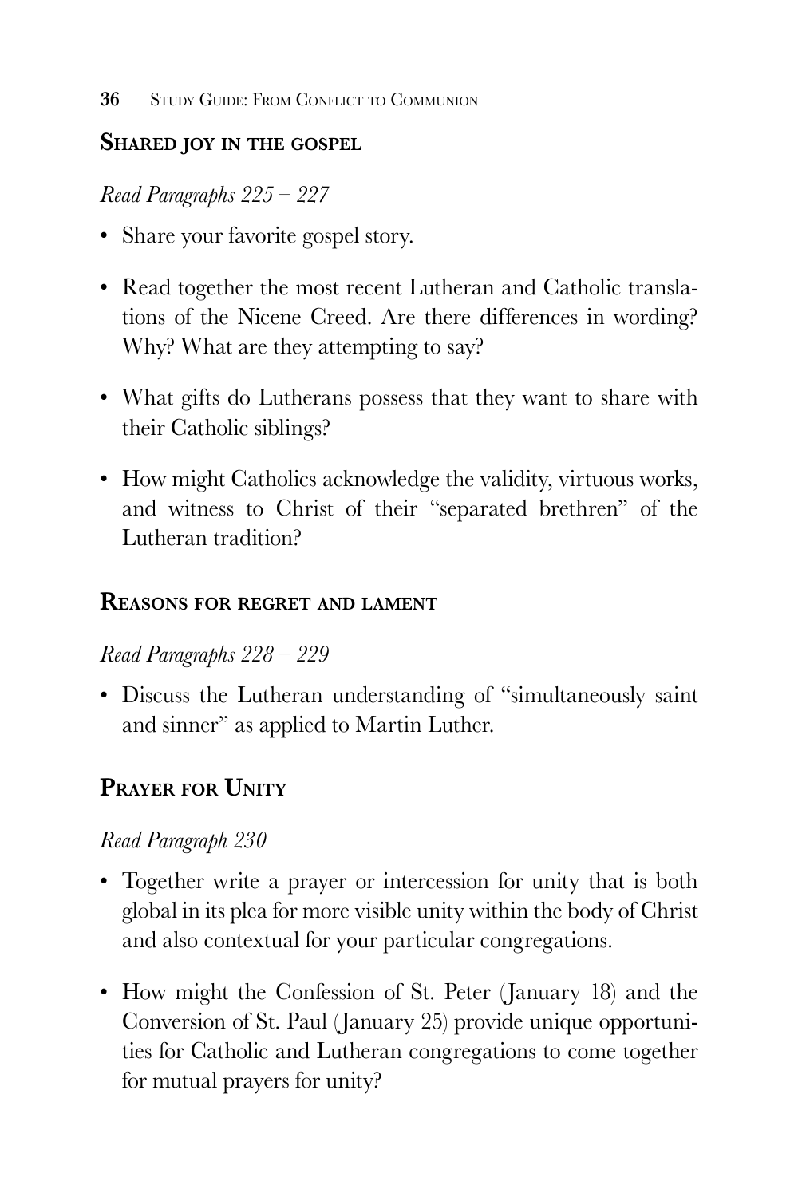## Shared joy in the gospel

*Read Paragraphs 225 – 227*

- Share your favorite gospel story.
- Read together the most recent Lutheran and Catholic translations of the Nicene Creed. Are there differences in wording? Why? What are they attempting to say?
- What gifts do Lutherans possess that they want to share with their Catholic siblings?
- How might Catholics acknowledge the validity, virtuous works, and witness to Christ of their "separated brethren" of the Lutheran tradition?

## Reasons for regret and lament

*Read Paragraphs 228 – 229*

- Discuss the Lutheran understanding of "simultaneously saint and sinner" as applied to Martin Luther.

## Prayer for Unity

*Read Paragraph 230*

- Together write a prayer or intercession for unity that is both global in its plea for more visible unity within the body of Christ and also contextual for your particular congregations.
- How might the Confession of St. Peter (January 18) and the Conversion of St. Paul (January 25) provide unique opportunities for Catholic and Lutheran congregations to come together for mutual prayers for unity?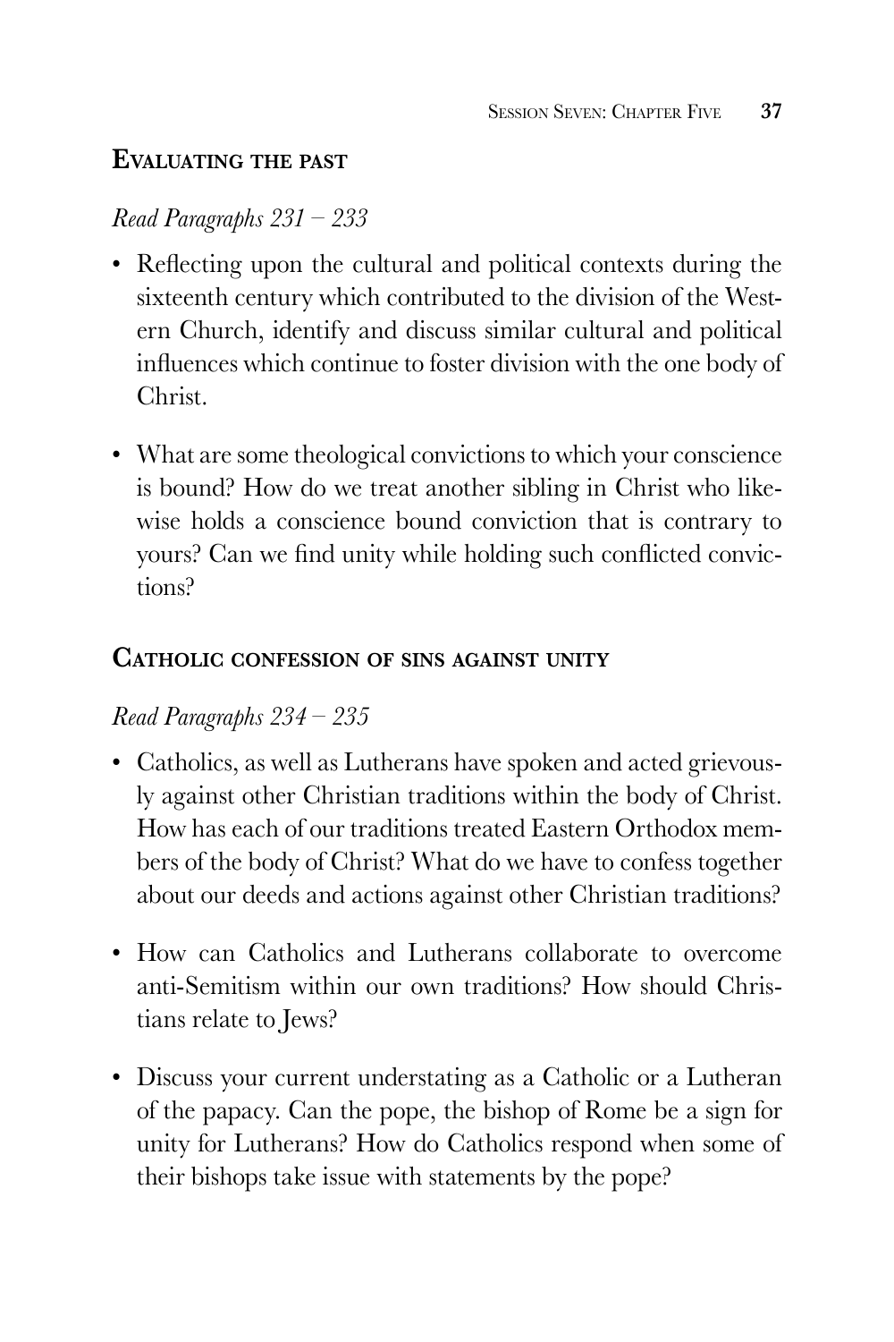## Evaluating the past

*Read Paragraphs 231 – 233*

- Reflecting upon the cultural and political contexts during the sixteenth century which contributed to the division of the Western Church, identify and discuss similar cultural and political influences which continue to foster division with the one body of Christ.

- What are some theological convictions to which your conscience is bound? How do we treat another sibling in Christ who likewise holds a conscience bound conviction that is contrary to yours? Can we find unity while holding such conflicted convictions?

## Catholic confession of sins against unity

*Read Paragraphs 234 – 235*

- Catholics, as well as Lutherans have spoken and acted grievously against other Christian traditions within the body of Christ. How has each of our traditions treated Eastern Orthodox members of the body of Christ? What do we have to confess together about our deeds and actions against other Christian traditions?

- How can Catholics and Lutherans collaborate to overcome anti-Semitism within our own traditions? How should Christians relate to Jews?

- Discuss your current understating as a Catholic or a Lutheran of the papacy. Can the pope, the bishop of Rome be a sign for unity for Lutherans? How do Catholics respond when some of their bishops take issue with statements by the pope?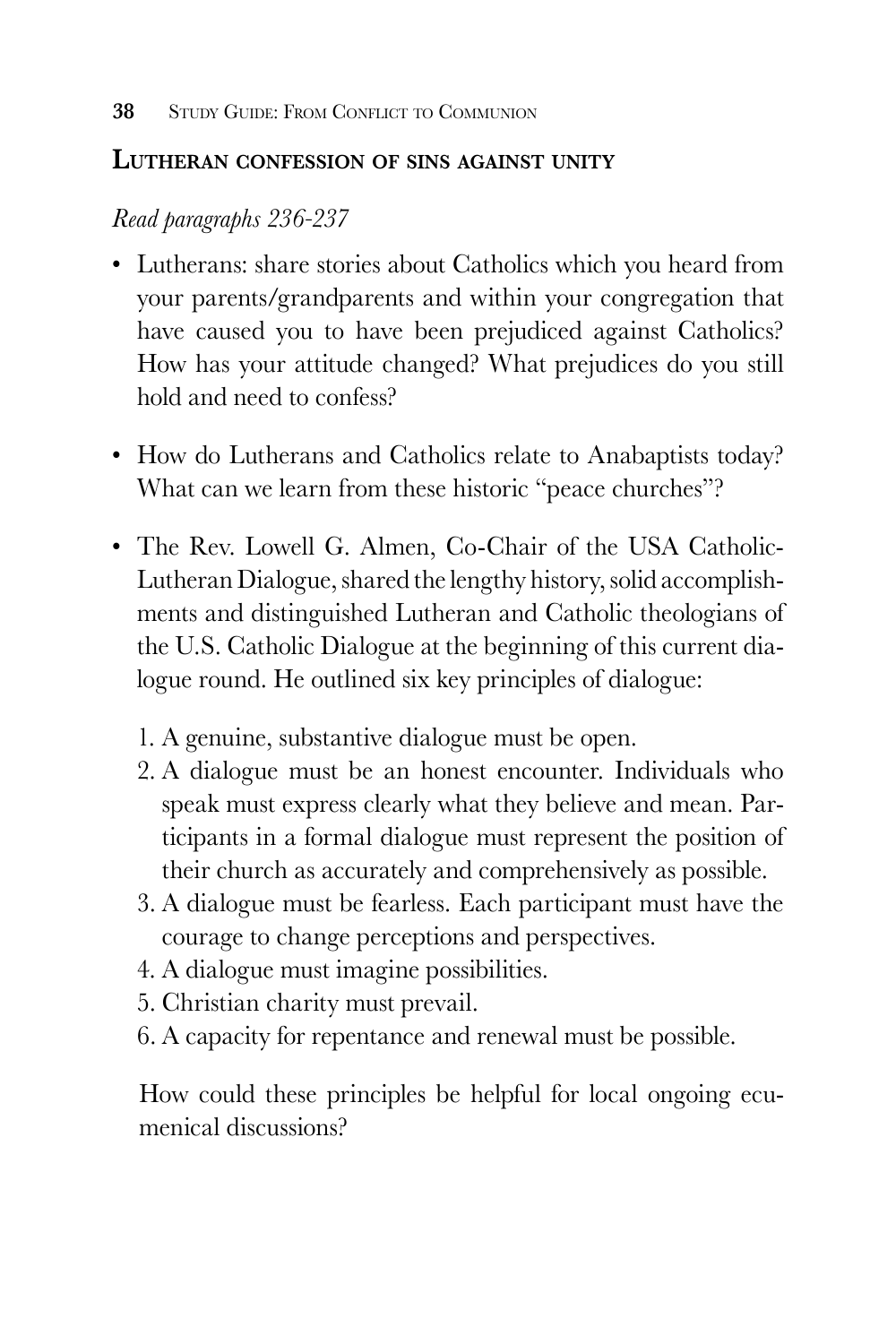## Lutheran confession of sins against unity

*Read paragraphs 236-237*

- Lutherans: share stories about Catholics which you heard from your parents/grandparents and within your congregation that have caused you to have been prejudiced against Catholics? How has your attitude changed? What prejudices do you still hold and need to confess?

- How do Lutherans and Catholics relate to Anabaptists today? What can we learn from these historic "peace churches"?

- The Rev. Lowell G. Almen, Co-Chair of the USA Catholic-Lutheran Dialogue, shared the lengthy history, solid accomplishments and distinguished Lutheran and Catholic theologians of the U.S. Catholic Dialogue at the beginning of this current dialogue round. He outlined six key principles of dialogue:

  1. A genuine, substantive dialogue must be open.
  2. A dialogue must be an honest encounter. Individuals who speak must express clearly what they believe and mean. Participants in a formal dialogue must represent the position of their church as accurately and comprehensively as possible.
  3. A dialogue must be fearless. Each participant must have the courage to change perceptions and perspectives.
  4. A dialogue must imagine possibilities.
  5. Christian charity must prevail.
  6. A capacity for repentance and renewal must be possible.

  How could these principles be helpful for local ongoing ecumenical discussions?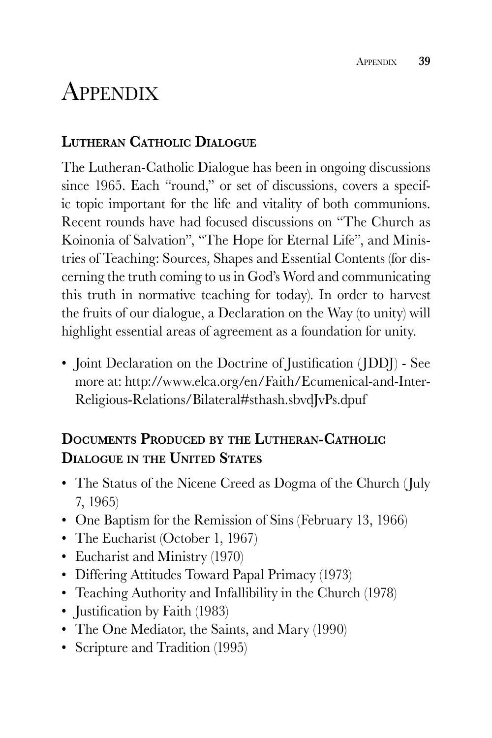# Appendix

## Lutheran Catholic Dialogue

The Lutheran-Catholic Dialogue has been in ongoing discussions since 1965. Each "round," or set of discussions, covers a specific topic important for the life and vitality of both communions. Recent rounds have had focused discussions on "The Church as Koinonia of Salvation", "The Hope for Eternal Life", and Ministries of Teaching: Sources, Shapes and Essential Contents (for discerning the truth coming to us in God's Word and communicating this truth in normative teaching for today). In order to harvest the fruits of our dialogue, a Declaration on the Way (to unity) will highlight essential areas of agreement as a foundation for unity.

- Joint Declaration on the Doctrine of Justification (JDDJ) - See more at: http://www.elca.org/en/Faith/Ecumenical-and-Inter-Religious-Relations/Bilateral#sthash.sbvdJvPs.dpuf

## Documents Produced by the Lutheran-Catholic Dialogue in the United States

- The Status of the Nicene Creed as Dogma of the Church (July 7, 1965)
- One Baptism for the Remission of Sins (February 13, 1966)
- The Eucharist (October 1, 1967)
- Eucharist and Ministry (1970)
- Differing Attitudes Toward Papal Primacy (1973)
- Teaching Authority and Infallibility in the Church (1978)
- Justification by Faith (1983)
- The One Mediator, the Saints, and Mary (1990)
- Scripture and Tradition (1995)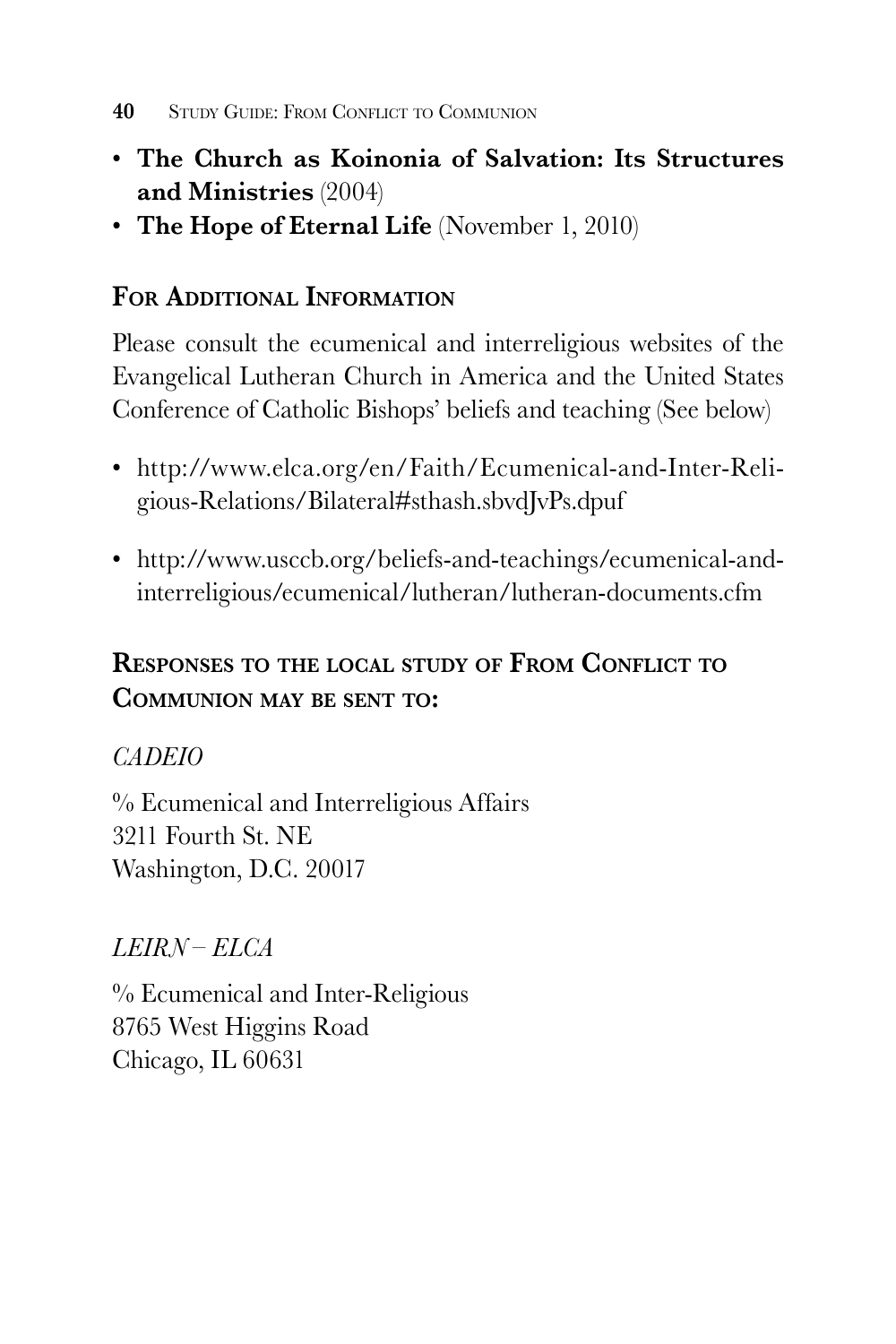- **The Church as Koinonia of Salvation: Its Structures and Ministries** (2004)
- **The Hope of Eternal Life** (November 1, 2010)

## For Additional Information

Please consult the ecumenical and interreligious websites of the Evangelical Lutheran Church in America and the United States Conference of Catholic Bishops' beliefs and teaching (See below)

- http://www.elca.org/en/Faith/Ecumenical-and-Inter-Religious-Relations/Bilateral#sthash.sbvdJvPs.dpuf
- http://www.usccb.org/beliefs-and-teachings/ecumenical-and-interreligious/ecumenical/lutheran/lutheran-documents.cfm

## Responses to the local study of From Conflict to Communion may be sent to:

*CADEIO*

℅ Ecumenical and Interreligious Affairs
3211 Fourth St. NE
Washington, D.C. 20017

*LEIRN – ELCA*

℅ Ecumenical and Inter-Religious
8765 West Higgins Road
Chicago, IL 60631